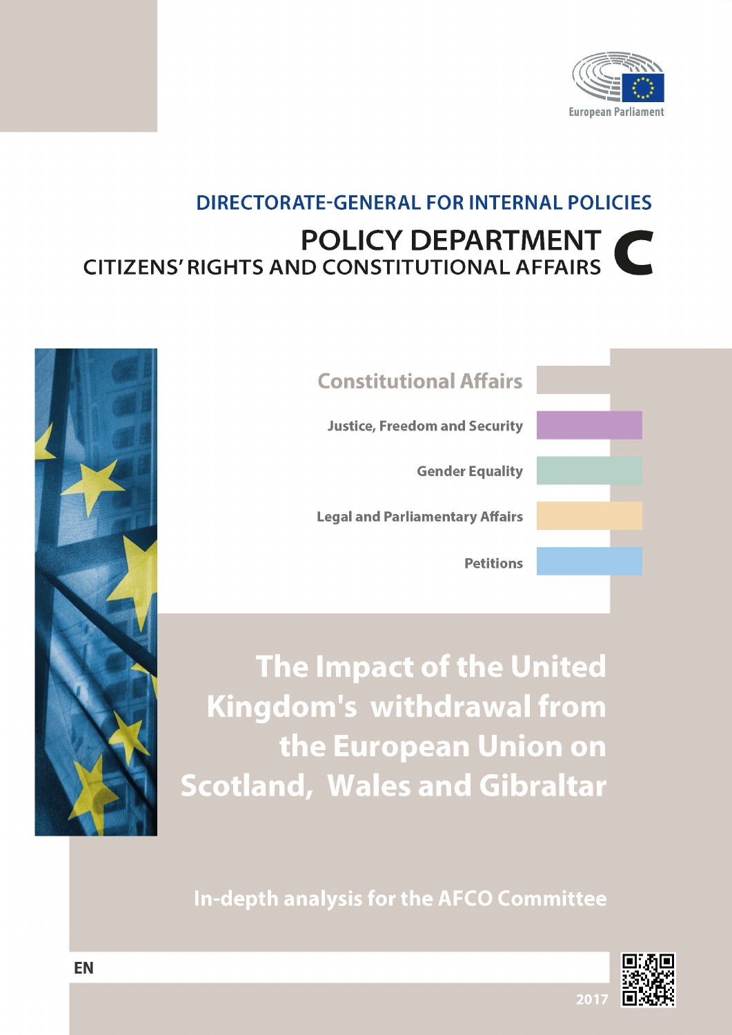European Parliament

DIRECTORATE-GENERAL FOR INTERNAL POLICIES

POLICY DEPARTMENT C
CITIZENS' RIGHTS AND CONSTITUTIONAL AFFAIRS

Constitutional Affairs

Justice, Freedom and Security

Gender Equality

Legal and Parliamentary Affairs

Petitions

# The Impact of the United Kingdom's withdrawal from the European Union on Scotland, Wales and Gibraltar

In-depth analysis for the AFCO Committee

EN

2017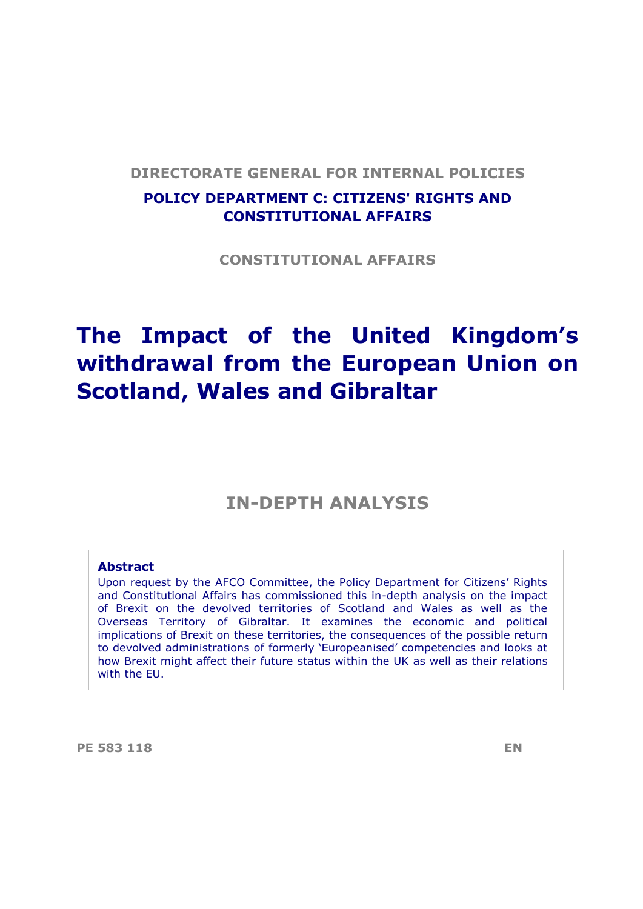DIRECTORATE GENERAL FOR INTERNAL POLICIES

**POLICY DEPARTMENT C: CITIZENS' RIGHTS AND CONSTITUTIONAL AFFAIRS**

CONSTITUTIONAL AFFAIRS

# The Impact of the United Kingdom's withdrawal from the European Union on Scotland, Wales and Gibraltar

## IN-DEPTH ANALYSIS

**Abstract**

Upon request by the AFCO Committee, the Policy Department for Citizens' Rights and Constitutional Affairs has commissioned this in-depth analysis on the impact of Brexit on the devolved territories of Scotland and Wales as well as the Overseas Territory of Gibraltar. It examines the economic and political implications of Brexit on these territories, the consequences of the possible return to devolved administrations of formerly 'Europeanised' competencies and looks at how Brexit might affect their future status within the UK as well as their relations with the EU.

PE 583 118 EN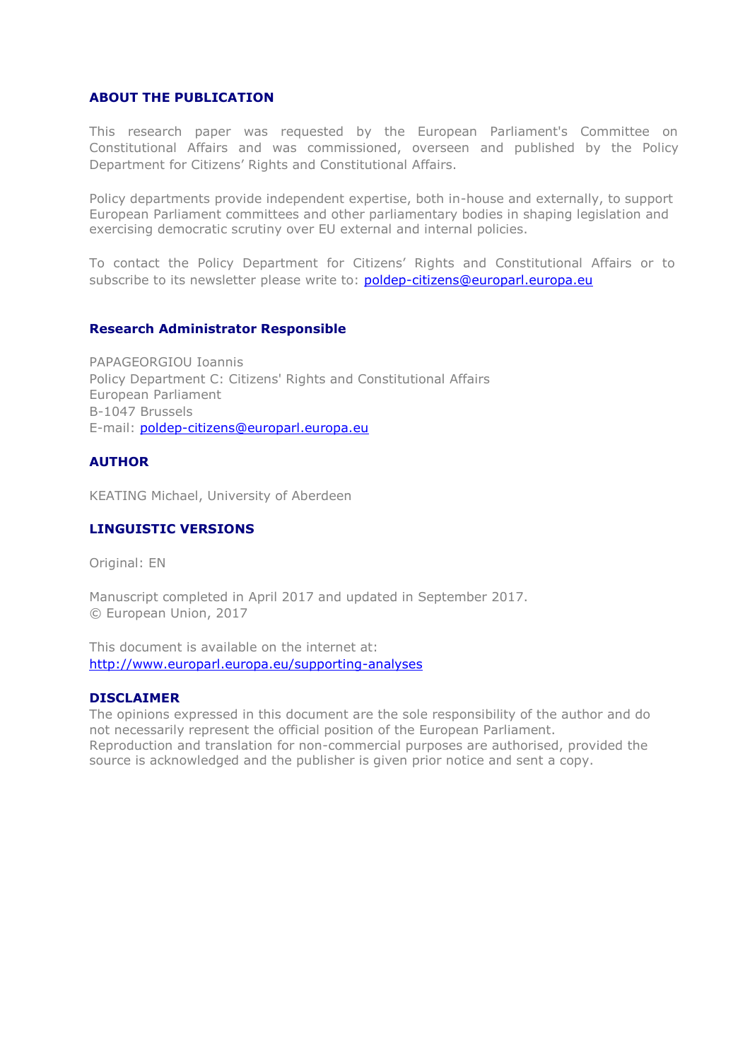## ABOUT THE PUBLICATION

This research paper was requested by the European Parliament's Committee on Constitutional Affairs and was commissioned, overseen and published by the Policy Department for Citizens' Rights and Constitutional Affairs.

Policy departments provide independent expertise, both in-house and externally, to support European Parliament committees and other parliamentary bodies in shaping legislation and exercising democratic scrutiny over EU external and internal policies.

To contact the Policy Department for Citizens' Rights and Constitutional Affairs or to subscribe to its newsletter please write to: poldep-citizens@europarl.europa.eu

## Research Administrator Responsible

PAPAGEORGIOU Ioannis
Policy Department C: Citizens' Rights and Constitutional Affairs
European Parliament
B-1047 Brussels
E-mail: poldep-citizens@europarl.europa.eu

## AUTHOR

KEATING Michael, University of Aberdeen

## LINGUISTIC VERSIONS

Original: EN

Manuscript completed in April 2017 and updated in September 2017.
© European Union, 2017

This document is available on the internet at:
http://www.europarl.europa.eu/supporting-analyses

## DISCLAIMER

The opinions expressed in this document are the sole responsibility of the author and do not necessarily represent the official position of the European Parliament.
Reproduction and translation for non-commercial purposes are authorised, provided the source is acknowledged and the publisher is given prior notice and sent a copy.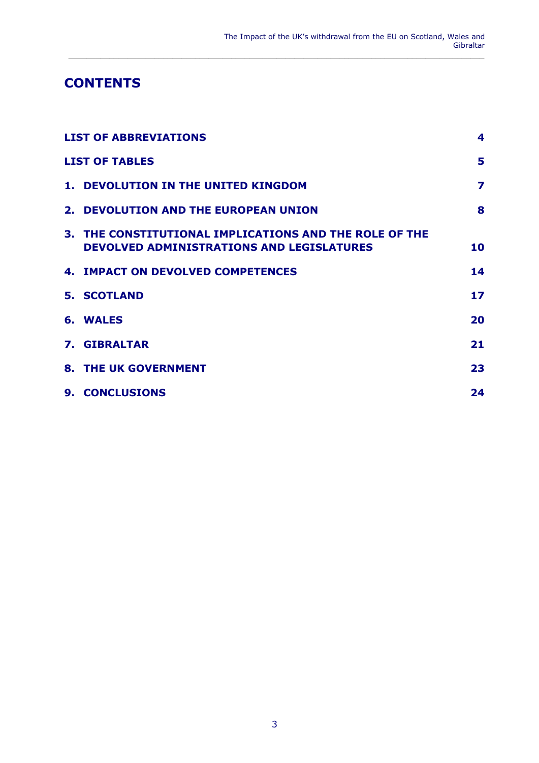# CONTENTS

| | |
|---|---|
| **LIST OF ABBREVIATIONS** | **4** |
| **LIST OF TABLES** | **5** |
| **1. DEVOLUTION IN THE UNITED KINGDOM** | **7** |
| **2. DEVOLUTION AND THE EUROPEAN UNION** | **8** |
| **3. THE CONSTITUTIONAL IMPLICATIONS AND THE ROLE OF THE DEVOLVED ADMINISTRATIONS AND LEGISLATURES** | **10** |
| **4. IMPACT ON DEVOLVED COMPETENCES** | **14** |
| **5. SCOTLAND** | **17** |
| **6. WALES** | **20** |
| **7. GIBRALTAR** | **21** |
| **8. THE UK GOVERNMENT** | **23** |
| **9. CONCLUSIONS** | **24** |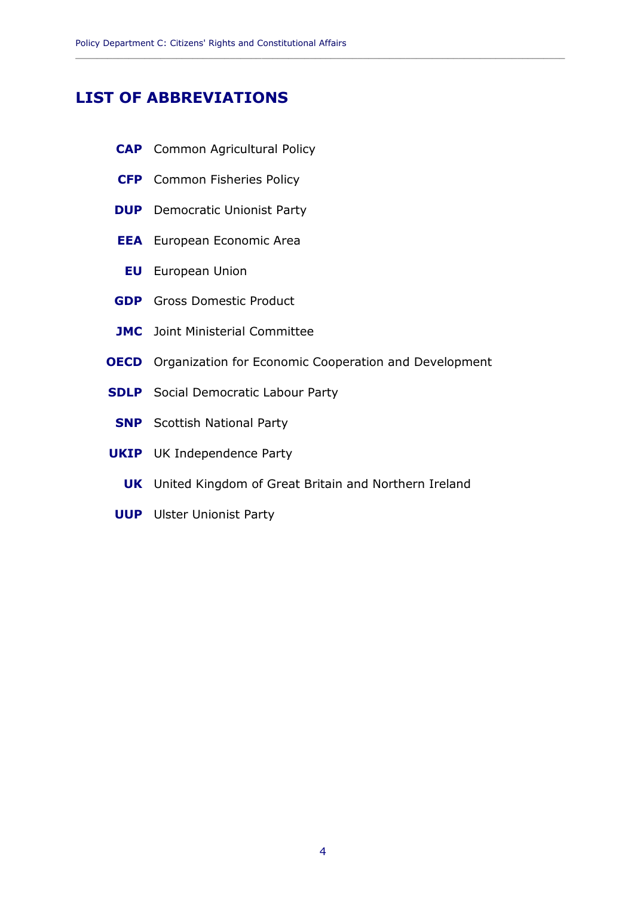# LIST OF ABBREVIATIONS

**CAP** Common Agricultural Policy

**CFP** Common Fisheries Policy

**DUP** Democratic Unionist Party

**EEA** European Economic Area

**EU** European Union

**GDP** Gross Domestic Product

**JMC** Joint Ministerial Committee

**OECD** Organization for Economic Cooperation and Development

**SDLP** Social Democratic Labour Party

**SNP** Scottish National Party

**UKIP** UK Independence Party

**UK** United Kingdom of Great Britain and Northern Ireland

**UUP** Ulster Unionist Party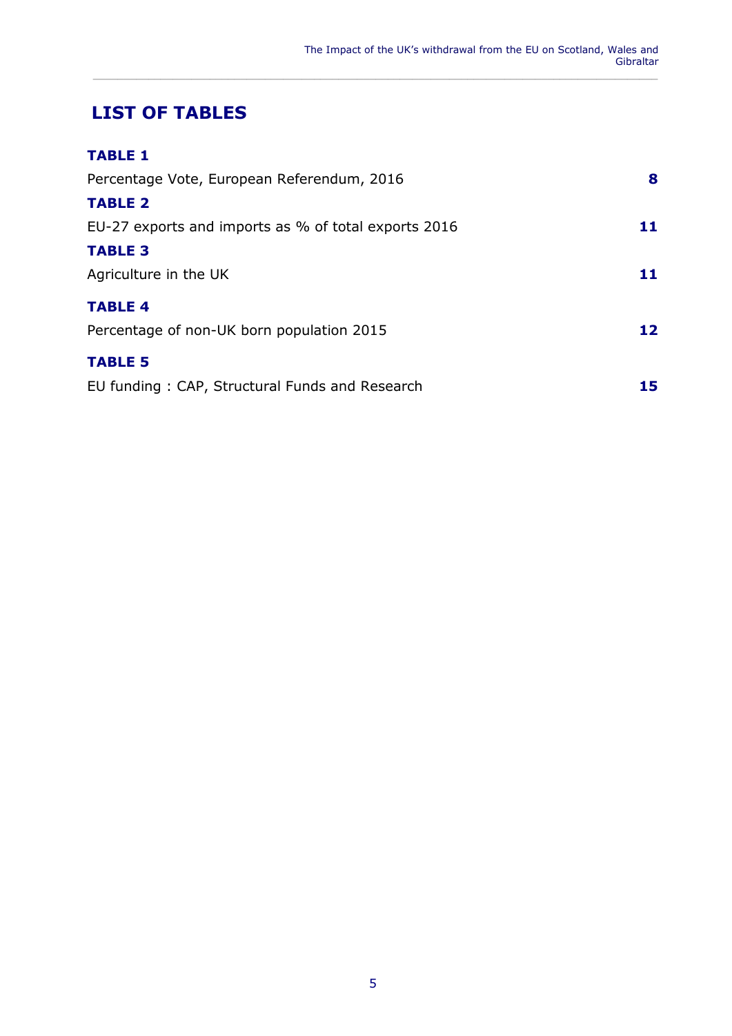# LIST OF TABLES

**TABLE 1**

Percentage Vote, European Referendum, 2016 **8**

**TABLE 2**

EU-27 exports and imports as % of total exports 2016 **11**

**TABLE 3**

Agriculture in the UK **11**

**TABLE 4**

Percentage of non-UK born population 2015 **12**

**TABLE 5**

EU funding : CAP, Structural Funds and Research **15**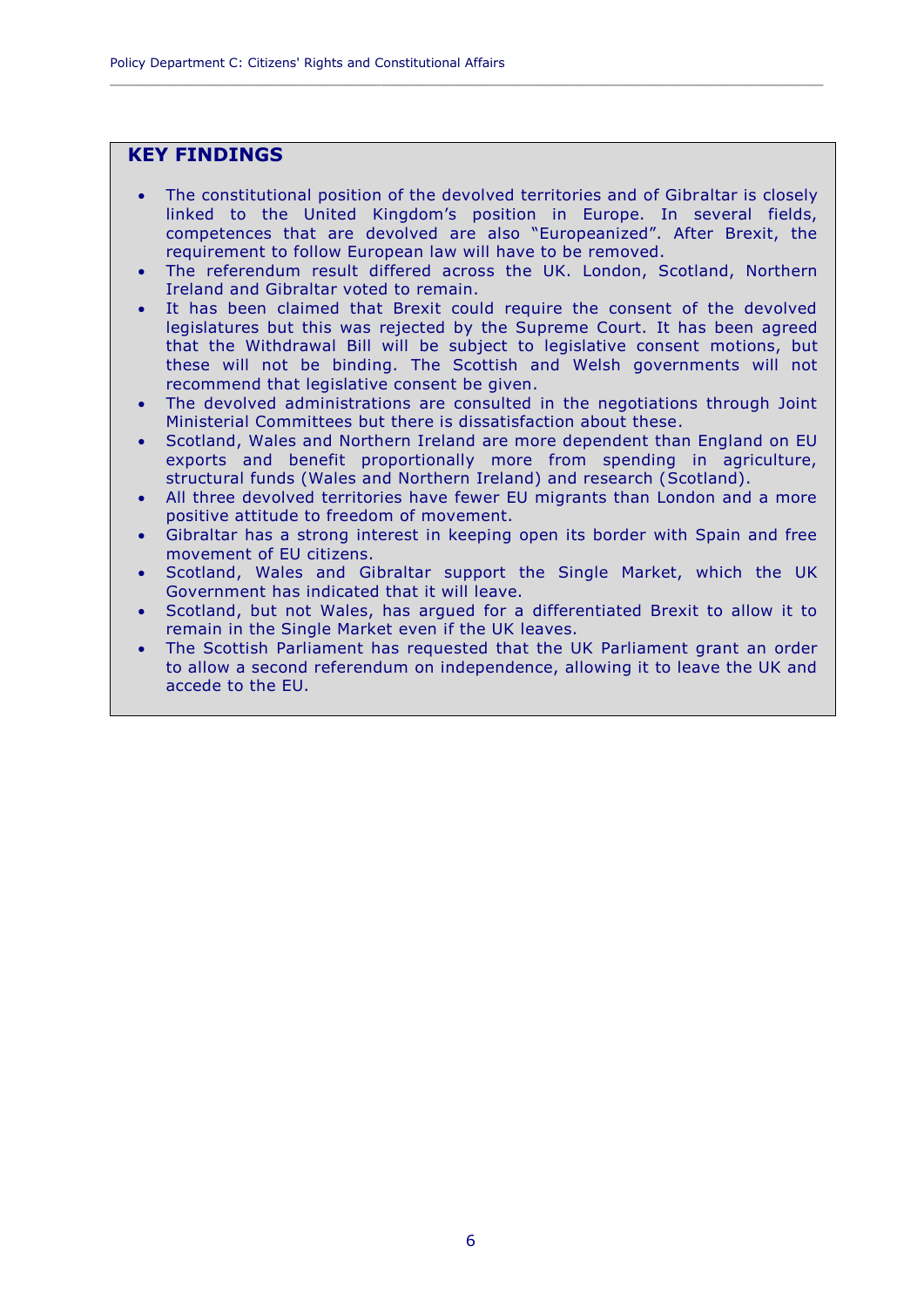## KEY FINDINGS

- The constitutional position of the devolved territories and of Gibraltar is closely linked to the United Kingdom's position in Europe. In several fields, competences that are devolved are also "Europeanized". After Brexit, the requirement to follow European law will have to be removed.
- The referendum result differed across the UK. London, Scotland, Northern Ireland and Gibraltar voted to remain.
- It has been claimed that Brexit could require the consent of the devolved legislatures but this was rejected by the Supreme Court. It has been agreed that the Withdrawal Bill will be subject to legislative consent motions, but these will not be binding. The Scottish and Welsh governments will not recommend that legislative consent be given.
- The devolved administrations are consulted in the negotiations through Joint Ministerial Committees but there is dissatisfaction about these.
- Scotland, Wales and Northern Ireland are more dependent than England on EU exports and benefit proportionally more from spending in agriculture, structural funds (Wales and Northern Ireland) and research (Scotland).
- All three devolved territories have fewer EU migrants than London and a more positive attitude to freedom of movement.
- Gibraltar has a strong interest in keeping open its border with Spain and free movement of EU citizens.
- Scotland, Wales and Gibraltar support the Single Market, which the UK Government has indicated that it will leave.
- Scotland, but not Wales, has argued for a differentiated Brexit to allow it to remain in the Single Market even if the UK leaves.
- The Scottish Parliament has requested that the UK Parliament grant an order to allow a second referendum on independence, allowing it to leave the UK and accede to the EU.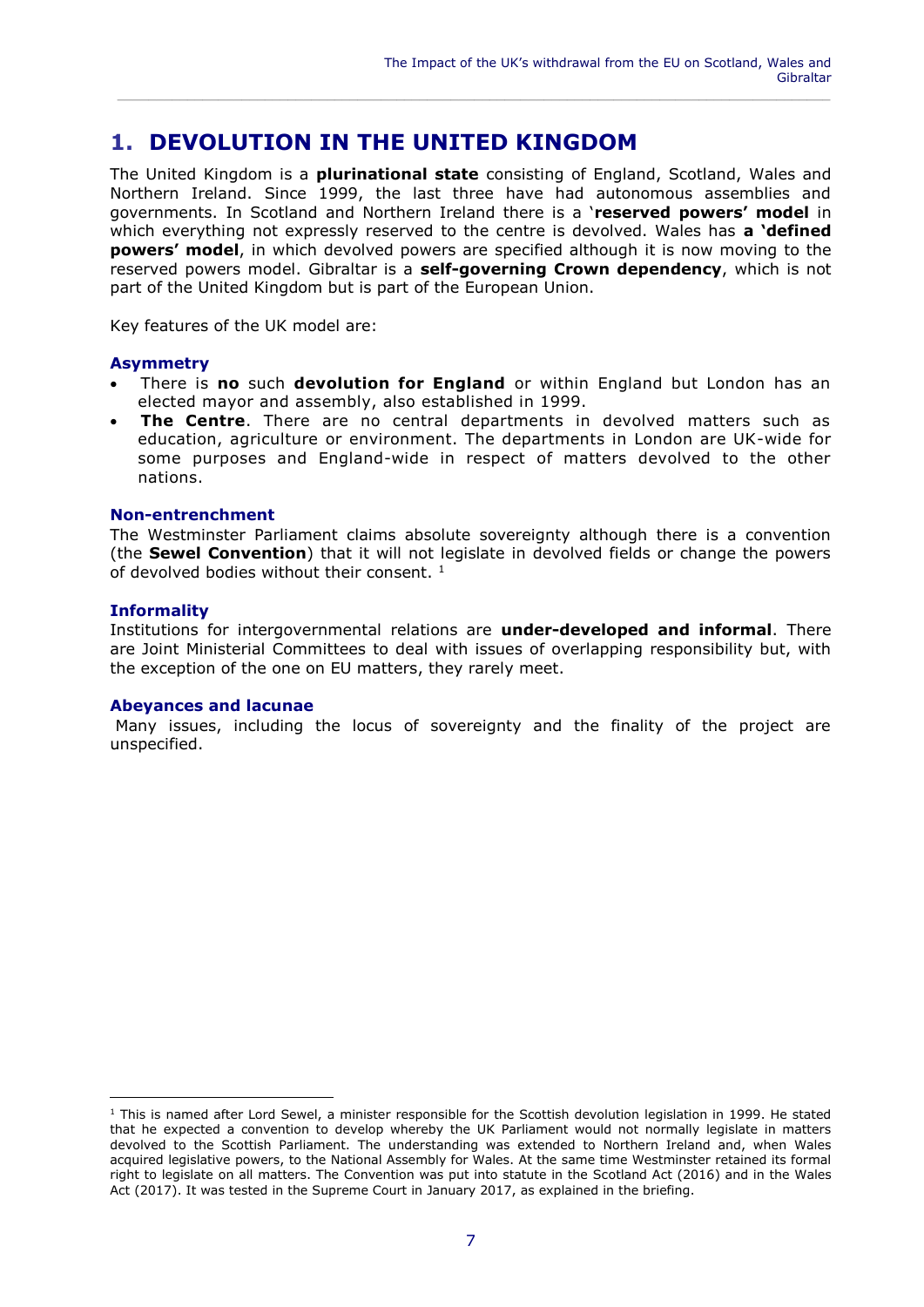# 1. DEVOLUTION IN THE UNITED KINGDOM

The United Kingdom is a **plurinational state** consisting of England, Scotland, Wales and Northern Ireland. Since 1999, the last three have had autonomous assemblies and governments. In Scotland and Northern Ireland there is a '**reserved powers' model** in which everything not expressly reserved to the centre is devolved. Wales has **a 'defined powers' model**, in which devolved powers are specified although it is now moving to the reserved powers model. Gibraltar is a **self-governing Crown dependency**, which is not part of the United Kingdom but is part of the European Union.

Key features of the UK model are:

### Asymmetry

- There is **no** such **devolution for England** or within England but London has an elected mayor and assembly, also established in 1999.
- **The Centre**. There are no central departments in devolved matters such as education, agriculture or environment. The departments in London are UK-wide for some purposes and England-wide in respect of matters devolved to the other nations.

### Non-entrenchment

The Westminster Parliament claims absolute sovereignty although there is a convention (the **Sewel Convention**) that it will not legislate in devolved fields or change the powers of devolved bodies without their consent. [1]

### Informality

Institutions for intergovernmental relations are **under-developed and informal**. There are Joint Ministerial Committees to deal with issues of overlapping responsibility but, with the exception of the one on EU matters, they rarely meet.

### Abeyances and lacunae

Many issues, including the locus of sovereignty and the finality of the project are unspecified.

---

[1] This is named after Lord Sewel, a minister responsible for the Scottish devolution legislation in 1999. He stated that he expected a convention to develop whereby the UK Parliament would not normally legislate in matters devolved to the Scottish Parliament. The understanding was extended to Northern Ireland and, when Wales acquired legislative powers, to the National Assembly for Wales. At the same time Westminster retained its formal right to legislate on all matters. The Convention was put into statute in the Scotland Act (2016) and in the Wales Act (2017). It was tested in the Supreme Court in January 2017, as explained in the briefing.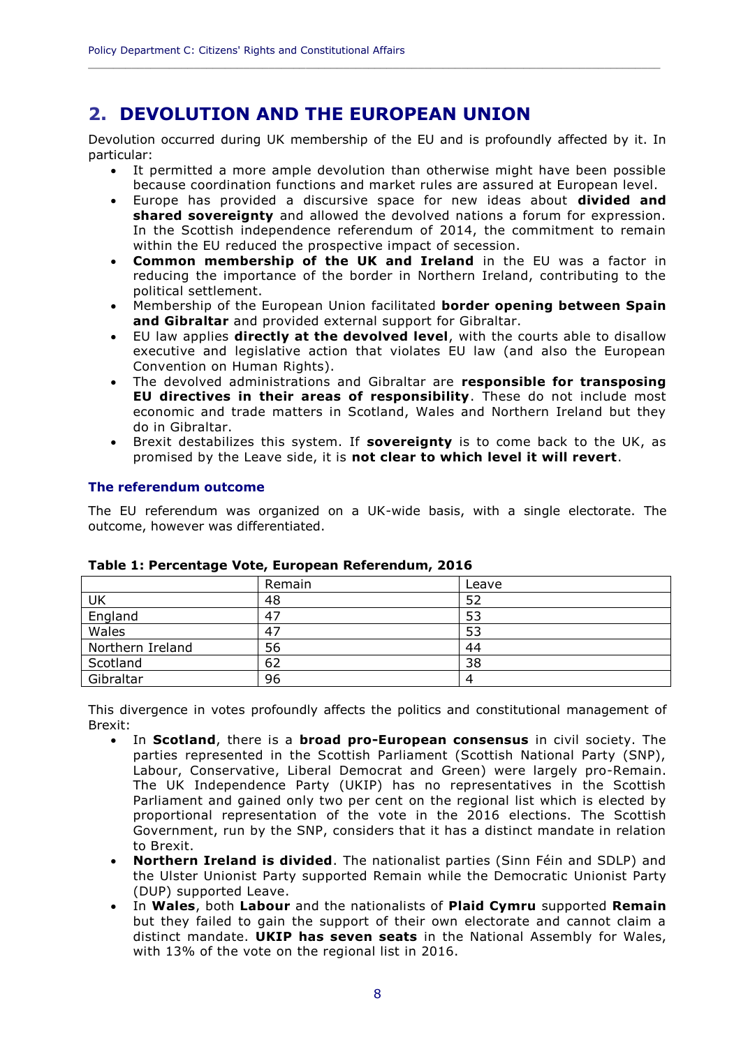## 2. DEVOLUTION AND THE EUROPEAN UNION

Devolution occurred during UK membership of the EU and is profoundly affected by it. In particular:

- It permitted a more ample devolution than otherwise might have been possible because coordination functions and market rules are assured at European level.
- Europe has provided a discursive space for new ideas about **divided and shared sovereignty** and allowed the devolved nations a forum for expression. In the Scottish independence referendum of 2014, the commitment to remain within the EU reduced the prospective impact of secession.
- **Common membership of the UK and Ireland** in the EU was a factor in reducing the importance of the border in Northern Ireland, contributing to the political settlement.
- Membership of the European Union facilitated **border opening between Spain and Gibraltar** and provided external support for Gibraltar.
- EU law applies **directly at the devolved level**, with the courts able to disallow executive and legislative action that violates EU law (and also the European Convention on Human Rights).
- The devolved administrations and Gibraltar are **responsible for transposing EU directives in their areas of responsibility**. These do not include most economic and trade matters in Scotland, Wales and Northern Ireland but they do in Gibraltar.
- Brexit destabilizes this system. If **sovereignty** is to come back to the UK, as promised by the Leave side, it is **not clear to which level it will revert**.

### The referendum outcome

The EU referendum was organized on a UK-wide basis, with a single electorate. The outcome, however was differentiated.

**Table 1: Percentage Vote, European Referendum, 2016**

| | Remain | Leave |
|---|---|---|
| UK | 48 | 52 |
| England | 47 | 53 |
| Wales | 47 | 53 |
| Northern Ireland | 56 | 44 |
| Scotland | 62 | 38 |
| Gibraltar | 96 | 4 |

This divergence in votes profoundly affects the politics and constitutional management of Brexit:

- In **Scotland**, there is a **broad pro-European consensus** in civil society. The parties represented in the Scottish Parliament (Scottish National Party (SNP), Labour, Conservative, Liberal Democrat and Green) were largely pro-Remain. The UK Independence Party (UKIP) has no representatives in the Scottish Parliament and gained only two per cent on the regional list which is elected by proportional representation of the vote in the 2016 elections. The Scottish Government, run by the SNP, considers that it has a distinct mandate in relation to Brexit.
- **Northern Ireland is divided**. The nationalist parties (Sinn Féin and SDLP) and the Ulster Unionist Party supported Remain while the Democratic Unionist Party (DUP) supported Leave.
- In **Wales**, both **Labour** and the nationalists of **Plaid Cymru** supported **Remain** but they failed to gain the support of their own electorate and cannot claim a distinct mandate. **UKIP has seven seats** in the National Assembly for Wales, with 13% of the vote on the regional list in 2016.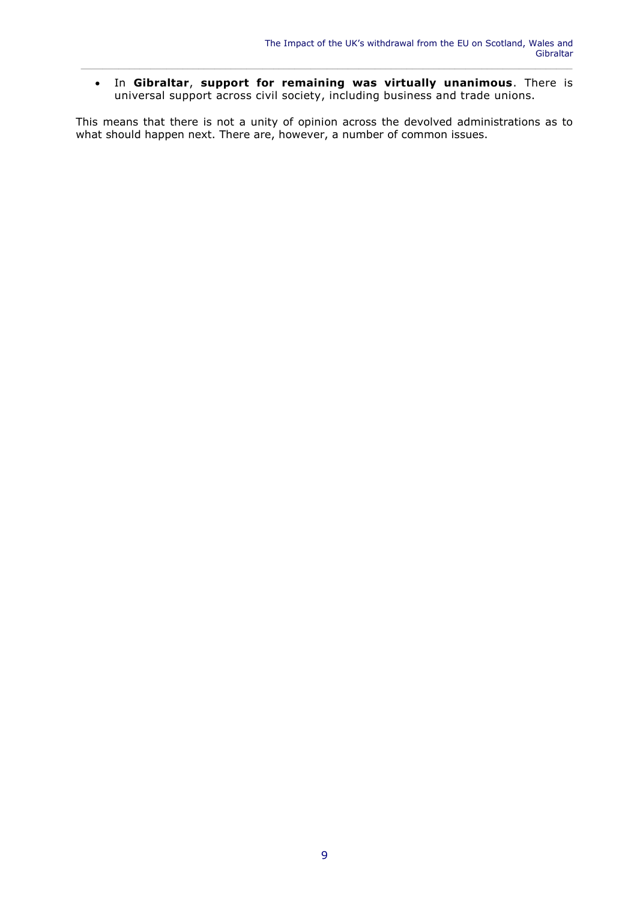- In **Gibraltar**, **support for remaining was virtually unanimous**. There is universal support across civil society, including business and trade unions.

This means that there is not a unity of opinion across the devolved administrations as to what should happen next. There are, however, a number of common issues.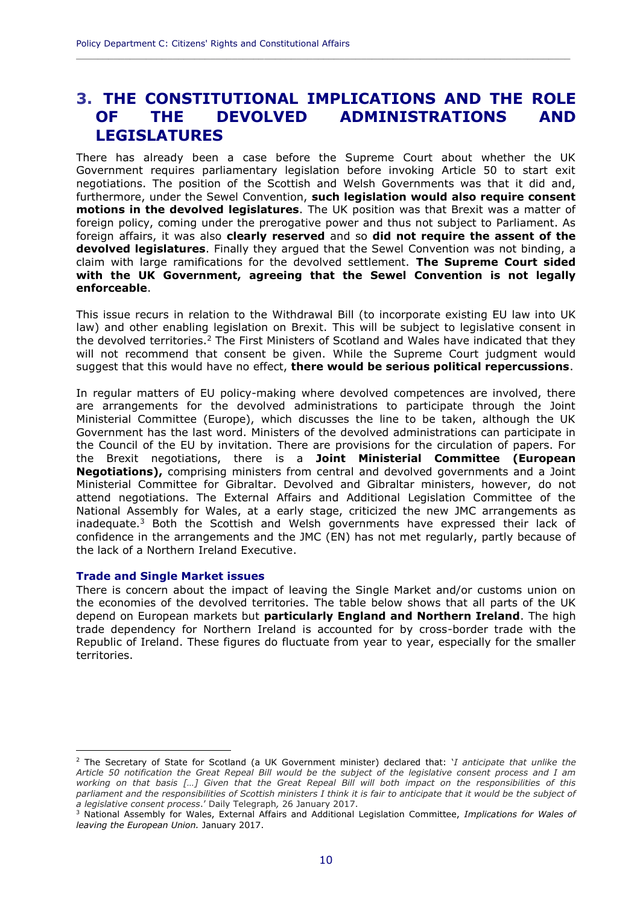# 3. THE CONSTITUTIONAL IMPLICATIONS AND THE ROLE OF THE DEVOLVED ADMINISTRATIONS AND LEGISLATURES

There has already been a case before the Supreme Court about whether the UK Government requires parliamentary legislation before invoking Article 50 to start exit negotiations. The position of the Scottish and Welsh Governments was that it did and, furthermore, under the Sewel Convention, **such legislation would also require consent motions in the devolved legislatures**. The UK position was that Brexit was a matter of foreign policy, coming under the prerogative power and thus not subject to Parliament. As foreign affairs, it was also **clearly reserved** and so **did not require the assent of the devolved legislatures**. Finally they argued that the Sewel Convention was not binding, a claim with large ramifications for the devolved settlement. **The Supreme Court sided with the UK Government, agreeing that the Sewel Convention is not legally enforceable**.

This issue recurs in relation to the Withdrawal Bill (to incorporate existing EU law into UK law) and other enabling legislation on Brexit. This will be subject to legislative consent in the devolved territories.[2] The First Ministers of Scotland and Wales have indicated that they will not recommend that consent be given. While the Supreme Court judgment would suggest that this would have no effect, **there would be serious political repercussions**.

In regular matters of EU policy-making where devolved competences are involved, there are arrangements for the devolved administrations to participate through the Joint Ministerial Committee (Europe), which discusses the line to be taken, although the UK Government has the last word. Ministers of the devolved administrations can participate in the Council of the EU by invitation. There are provisions for the circulation of papers. For the Brexit negotiations, there is a **Joint Ministerial Committee (European Negotiations),** comprising ministers from central and devolved governments and a Joint Ministerial Committee for Gibraltar. Devolved and Gibraltar ministers, however, do not attend negotiations. The External Affairs and Additional Legislation Committee of the National Assembly for Wales, at a early stage, criticized the new JMC arrangements as inadequate.[3] Both the Scottish and Welsh governments have expressed their lack of confidence in the arrangements and the JMC (EN) has not met regularly, partly because of the lack of a Northern Ireland Executive.

### Trade and Single Market issues

There is concern about the impact of leaving the Single Market and/or customs union on the economies of the devolved territories. The table below shows that all parts of the UK depend on European markets but **particularly England and Northern Ireland**. The high trade dependency for Northern Ireland is accounted for by cross-border trade with the Republic of Ireland. These figures do fluctuate from year to year, especially for the smaller territories.

---

[2] The Secretary of State for Scotland (a UK Government minister) declared that: '*I anticipate that unlike the Article 50 notification the Great Repeal Bill would be the subject of the legislative consent process and I am working on that basis […] Given that the Great Repeal Bill will both impact on the responsibilities of this parliament and the responsibilities of Scottish ministers I think it is fair to anticipate that it would be the subject of a legislative consent process*.' Daily Telegraph, 26 January 2017.

[3] National Assembly for Wales, External Affairs and Additional Legislation Committee, *Implications for Wales of leaving the European Union.* January 2017.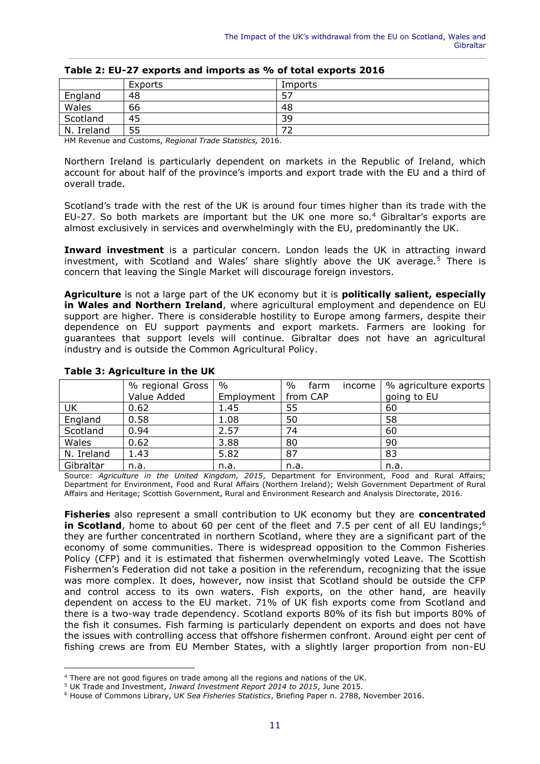**Table 2: EU-27 exports and imports as % of total exports 2016**

| | Exports | Imports |
|---|---|---|
| England | 48 | 57 |
| Wales | 66 | 48 |
| Scotland | 45 | 39 |
| N. Ireland | 55 | 72 |

HM Revenue and Customs, *Regional Trade Statistics,* 2016.

Northern Ireland is particularly dependent on markets in the Republic of Ireland, which account for about half of the province's imports and export trade with the EU and a third of overall trade.

Scotland's trade with the rest of the UK is around four times higher than its trade with the EU-27. So both markets are important but the UK one more so.[4] Gibraltar's exports are almost exclusively in services and overwhelmingly with the EU, predominantly the UK.

**Inward investment** is a particular concern. London leads the UK in attracting inward investment, with Scotland and Wales' share slightly above the UK average.[5] There is concern that leaving the Single Market will discourage foreign investors.

**Agriculture** is not a large part of the UK economy but it is **politically salient, especially in Wales and Northern Ireland**, where agricultural employment and dependence on EU support are higher. There is considerable hostility to Europe among farmers, despite their dependence on EU support payments and export markets. Farmers are looking for guarantees that support levels will continue. Gibraltar does not have an agricultural industry and is outside the Common Agricultural Policy.

**Table 3: Agriculture in the UK**

| | % regional Gross Value Added | % Employment | % farm income from CAP | % agriculture exports going to EU |
|---|---|---|---|---|
| UK | 0.62 | 1.45 | 55 | 60 |
| England | 0.58 | 1.08 | 50 | 58 |
| Scotland | 0.94 | 2.57 | 74 | 60 |
| Wales | 0.62 | 3.88 | 80 | 90 |
| N. Ireland | 1.43 | 5.82 | 87 | 83 |
| Gibraltar | n.a. | n.a. | n.a. | n.a. |

Source: *Agriculture in the United Kingdom, 2015*, Department for Environment, Food and Rural Affairs; Department for Environment, Food and Rural Affairs (Northern Ireland); Welsh Government Department of Rural Affairs and Heritage; Scottish Government, Rural and Environment Research and Analysis Directorate, 2016.

**Fisheries** also represent a small contribution to UK economy but they are **concentrated in Scotland**, home to about 60 per cent of the fleet and 7.5 per cent of all EU landings;[6] they are further concentrated in northern Scotland, where they are a significant part of the economy of some communities. There is widespread opposition to the Common Fisheries Policy (CFP) and it is estimated that fishermen overwhelmingly voted Leave. The Scottish Fishermen's Federation did not take a position in the referendum, recognizing that the issue was more complex. It does, however, now insist that Scotland should be outside the CFP and control access to its own waters. Fish exports, on the other hand, are heavily dependent on access to the EU market. 71% of UK fish exports come from Scotland and there is a two-way trade dependency. Scotland exports 80% of its fish but imports 80% of the fish it consumes. Fish farming is particularly dependent on exports and does not have the issues with controlling access that offshore fishermen confront. Around eight per cent of fishing crews are from EU Member States, with a slightly larger proportion from non-EU

[4] There are not good figures on trade among all the regions and nations of the UK.

[5] UK Trade and Investment, *Inward Investment Report 2014 to 2015*, June 2015.

[6] House of Commons Library, *UK Sea Fisheries Statistics*, Briefing Paper n. 2788, November 2016.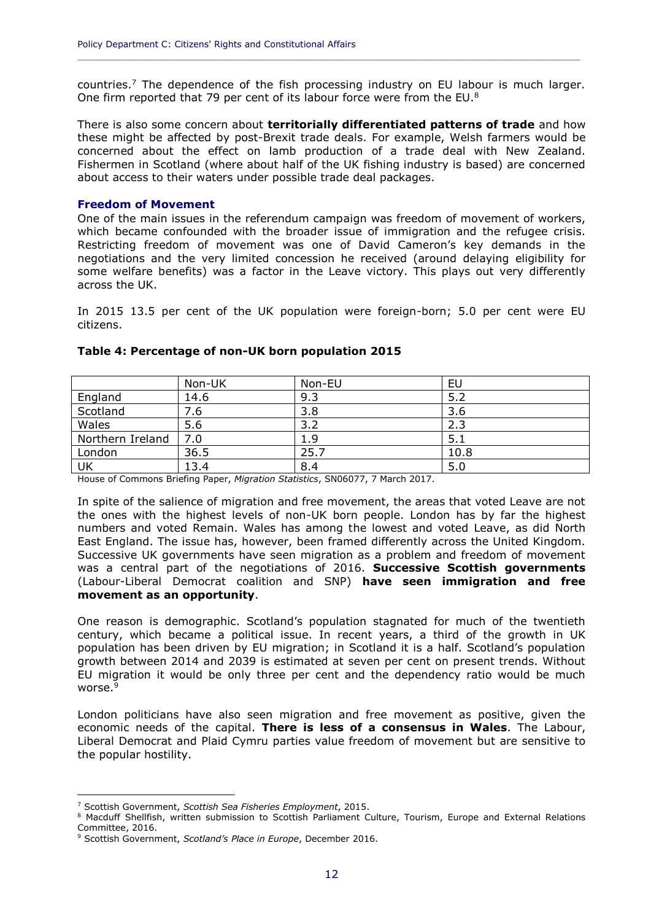countries.[7] The dependence of the fish processing industry on EU labour is much larger. One firm reported that 79 per cent of its labour force were from the EU.[8]

There is also some concern about **territorially differentiated patterns of trade** and how these might be affected by post-Brexit trade deals. For example, Welsh farmers would be concerned about the effect on lamb production of a trade deal with New Zealand. Fishermen in Scotland (where about half of the UK fishing industry is based) are concerned about access to their waters under possible trade deal packages.

### Freedom of Movement

One of the main issues in the referendum campaign was freedom of movement of workers, which became confounded with the broader issue of immigration and the refugee crisis. Restricting freedom of movement was one of David Cameron's key demands in the negotiations and the very limited concession he received (around delaying eligibility for some welfare benefits) was a factor in the Leave victory. This plays out very differently across the UK.

In 2015 13.5 per cent of the UK population were foreign-born; 5.0 per cent were EU citizens.

**Table 4: Percentage of non-UK born population 2015**

| | Non-UK | Non-EU | EU |
|---|---|---|---|
| England | 14.6 | 9.3 | 5.2 |
| Scotland | 7.6 | 3.8 | 3.6 |
| Wales | 5.6 | 3.2 | 2.3 |
| Northern Ireland | 7.0 | 1.9 | 5.1 |
| London | 36.5 | 25.7 | 10.8 |
| UK | 13.4 | 8.4 | 5.0 |

House of Commons Briefing Paper, *Migration Statistics*, SN06077, 7 March 2017.

In spite of the salience of migration and free movement, the areas that voted Leave are not the ones with the highest levels of non-UK born people. London has by far the highest numbers and voted Remain. Wales has among the lowest and voted Leave, as did North East England. The issue has, however, been framed differently across the United Kingdom. Successive UK governments have seen migration as a problem and freedom of movement was a central part of the negotiations of 2016. **Successive Scottish governments** (Labour-Liberal Democrat coalition and SNP) **have seen immigration and free movement as an opportunity**.

One reason is demographic. Scotland's population stagnated for much of the twentieth century, which became a political issue. In recent years, a third of the growth in UK population has been driven by EU migration; in Scotland it is a half. Scotland's population growth between 2014 and 2039 is estimated at seven per cent on present trends. Without EU migration it would be only three per cent and the dependency ratio would be much worse.[9]

London politicians have also seen migration and free movement as positive, given the economic needs of the capital. **There is less of a consensus in Wales**. The Labour, Liberal Democrat and Plaid Cymru parties value freedom of movement but are sensitive to the popular hostility.

---

[7] Scottish Government, *Scottish Sea Fisheries Employment*, 2015.

[8] Macduff Shellfish, written submission to Scottish Parliament Culture, Tourism, Europe and External Relations Committee, 2016.

[9] Scottish Government, *Scotland's Place in Europe*, December 2016.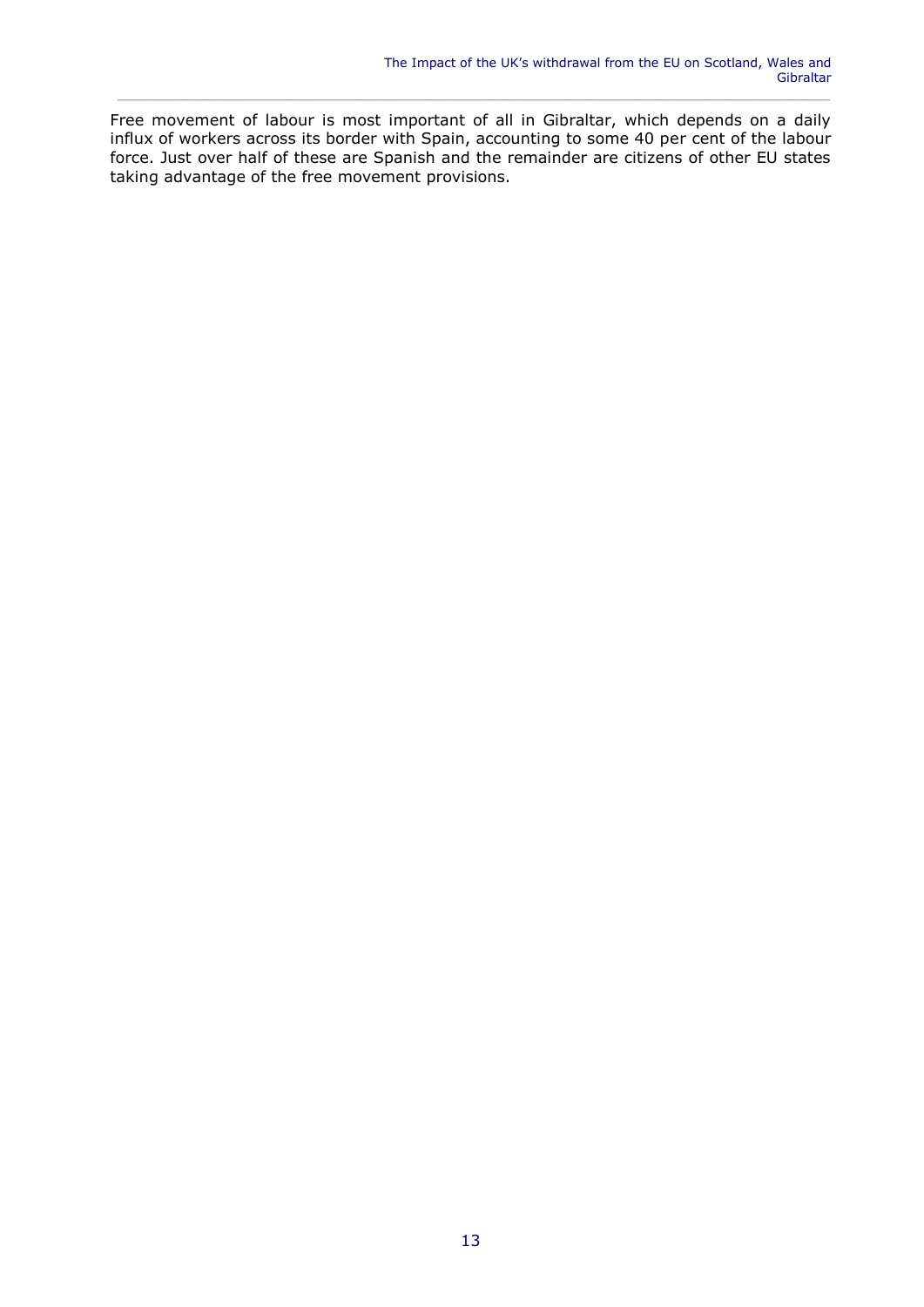Free movement of labour is most important of all in Gibraltar, which depends on a daily influx of workers across its border with Spain, accounting to some 40 per cent of the labour force. Just over half of these are Spanish and the remainder are citizens of other EU states taking advantage of the free movement provisions.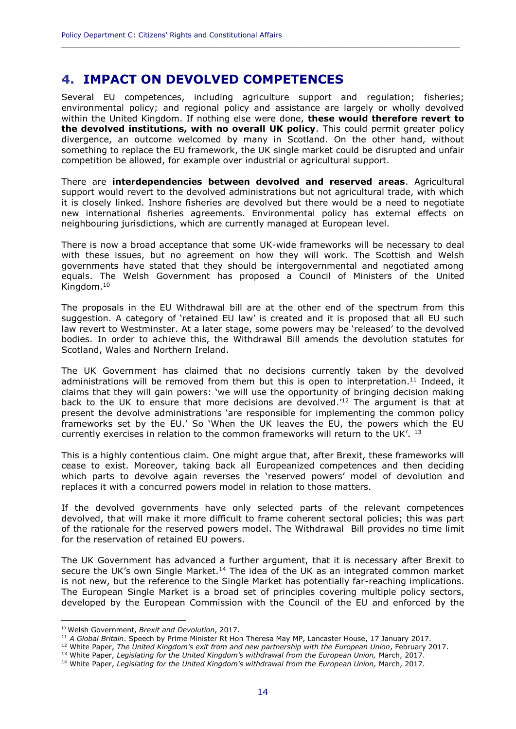## 4. IMPACT ON DEVOLVED COMPETENCES

Several EU competences, including agriculture support and regulation; fisheries; environmental policy; and regional policy and assistance are largely or wholly devolved within the United Kingdom. If nothing else were done, **these would therefore revert to the devolved institutions, with no overall UK policy**. This could permit greater policy divergence, an outcome welcomed by many in Scotland. On the other hand, without something to replace the EU framework, the UK single market could be disrupted and unfair competition be allowed, for example over industrial or agricultural support.

There are **interdependencies between devolved and reserved areas**. Agricultural support would revert to the devolved administrations but not agricultural trade, with which it is closely linked. Inshore fisheries are devolved but there would be a need to negotiate new international fisheries agreements. Environmental policy has external effects on neighbouring jurisdictions, which are currently managed at European level.

There is now a broad acceptance that some UK-wide frameworks will be necessary to deal with these issues, but no agreement on how they will work. The Scottish and Welsh governments have stated that they should be intergovernmental and negotiated among equals. The Welsh Government has proposed a Council of Ministers of the United Kingdom.[10]

The proposals in the EU Withdrawal bill are at the other end of the spectrum from this suggestion. A category of 'retained EU law' is created and it is proposed that all EU such law revert to Westminster. At a later stage, some powers may be 'released' to the devolved bodies. In order to achieve this, the Withdrawal Bill amends the devolution statutes for Scotland, Wales and Northern Ireland.

The UK Government has claimed that no decisions currently taken by the devolved administrations will be removed from them but this is open to interpretation.[11] Indeed, it claims that they will gain powers: 'we will use the opportunity of bringing decision making back to the UK to ensure that more decisions are devolved.'[12] The argument is that at present the devolve administrations 'are responsible for implementing the common policy frameworks set by the EU.' So 'When the UK leaves the EU, the powers which the EU currently exercises in relation to the common frameworks will return to the UK'. [13]

This is a highly contentious claim. One might argue that, after Brexit, these frameworks will cease to exist. Moreover, taking back all Europeanized competences and then deciding which parts to devolve again reverses the 'reserved powers' model of devolution and replaces it with a concurred powers model in relation to those matters.

If the devolved governments have only selected parts of the relevant competences devolved, that will make it more difficult to frame coherent sectoral policies; this was part of the rationale for the reserved powers model. The Withdrawal Bill provides no time limit for the reservation of retained EU powers.

The UK Government has advanced a further argument, that it is necessary after Brexit to secure the UK's own Single Market.[14] The idea of the UK as an integrated common market is not new, but the reference to the Single Market has potentially far-reaching implications. The European Single Market is a broad set of principles covering multiple policy sectors, developed by the European Commission with the Council of the EU and enforced by the

---

[10] Welsh Government, *Brexit and Devolution*, 2017.

[11] *A Global Britain*. Speech by Prime Minister Rt Hon Theresa May MP, Lancaster House, 17 January 2017.

[12] White Paper, *The United Kingdom's exit from and new partnership with the European Union*, February 2017.

[13] White Paper, *Legislating for the United Kingdom's withdrawal from the European Union,* March, 2017.

[14] White Paper, *Legislating for the United Kingdom's withdrawal from the European Union,* March, 2017.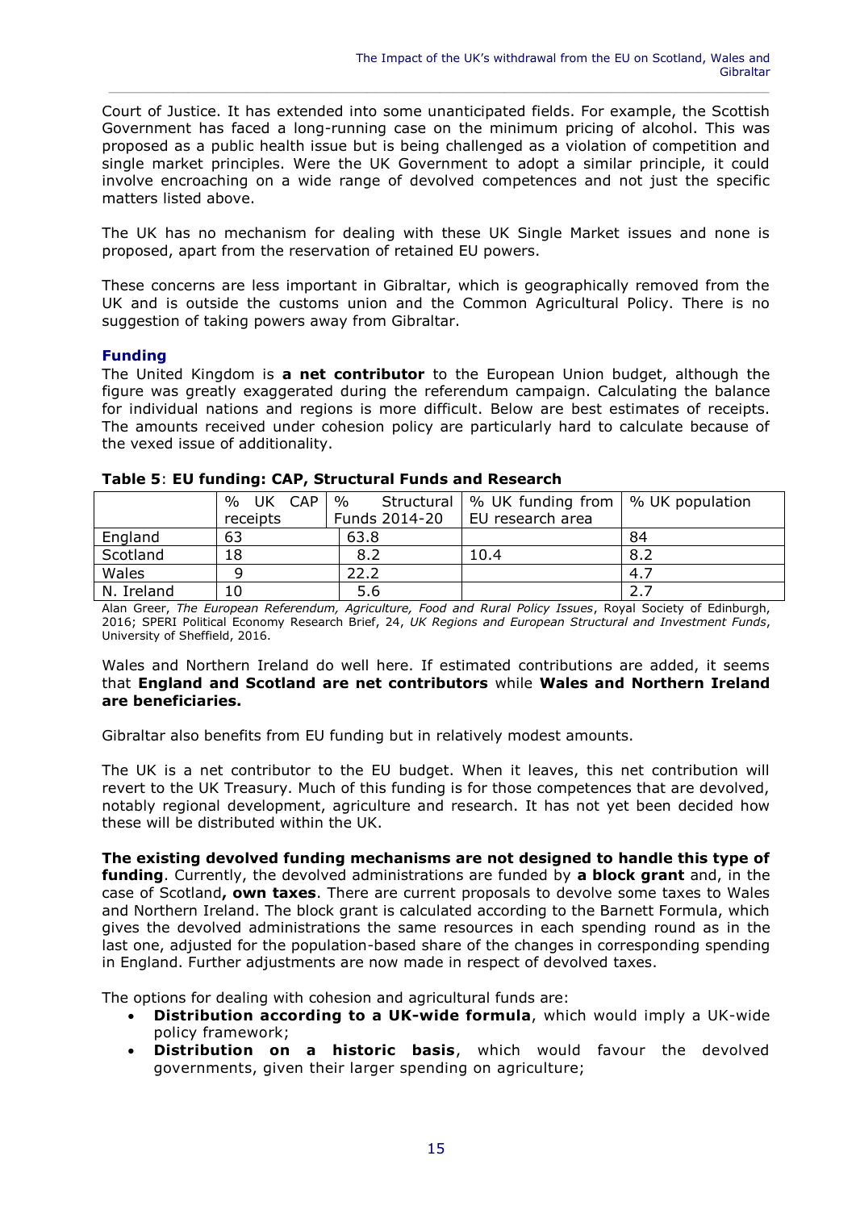Court of Justice. It has extended into some unanticipated fields. For example, the Scottish Government has faced a long-running case on the minimum pricing of alcohol. This was proposed as a public health issue but is being challenged as a violation of competition and single market principles. Were the UK Government to adopt a similar principle, it could involve encroaching on a wide range of devolved competences and not just the specific matters listed above.

The UK has no mechanism for dealing with these UK Single Market issues and none is proposed, apart from the reservation of retained EU powers.

These concerns are less important in Gibraltar, which is geographically removed from the UK and is outside the customs union and the Common Agricultural Policy. There is no suggestion of taking powers away from Gibraltar.

### Funding

The United Kingdom is **a net contributor** to the European Union budget, although the figure was greatly exaggerated during the referendum campaign. Calculating the balance for individual nations and regions is more difficult. Below are best estimates of receipts. The amounts received under cohesion policy are particularly hard to calculate because of the vexed issue of additionality.

**Table 5**: **EU funding: CAP, Structural Funds and Research**

| | % UK CAP receipts | % Structural Funds 2014-20 | % UK funding from EU research area | % UK population |
|---|---|---|---|---|
| England | 63 | 63.8 | | 84 |
| Scotland | 18 | 8.2 | 10.4 | 8.2 |
| Wales | 9 | 22.2 | | 4.7 |
| N. Ireland | 10 | 5.6 | | 2.7 |

Alan Greer, *The European Referendum, Agriculture, Food and Rural Policy Issues*, Royal Society of Edinburgh, 2016; SPERI Political Economy Research Brief, 24, *UK Regions and European Structural and Investment Funds*, University of Sheffield, 2016.

Wales and Northern Ireland do well here. If estimated contributions are added, it seems that **England and Scotland are net contributors** while **Wales and Northern Ireland are beneficiaries.**

Gibraltar also benefits from EU funding but in relatively modest amounts.

The UK is a net contributor to the EU budget. When it leaves, this net contribution will revert to the UK Treasury. Much of this funding is for those competences that are devolved, notably regional development, agriculture and research. It has not yet been decided how these will be distributed within the UK.

**The existing devolved funding mechanisms are not designed to handle this type of funding**. Currently, the devolved administrations are funded by **a block grant** and, in the case of Scotland**, own taxes**. There are current proposals to devolve some taxes to Wales and Northern Ireland. The block grant is calculated according to the Barnett Formula, which gives the devolved administrations the same resources in each spending round as in the last one, adjusted for the population-based share of the changes in corresponding spending in England. Further adjustments are now made in respect of devolved taxes.

The options for dealing with cohesion and agricultural funds are:

- **Distribution according to a UK-wide formula**, which would imply a UK-wide policy framework;
- **Distribution on a historic basis**, which would favour the devolved governments, given their larger spending on agriculture;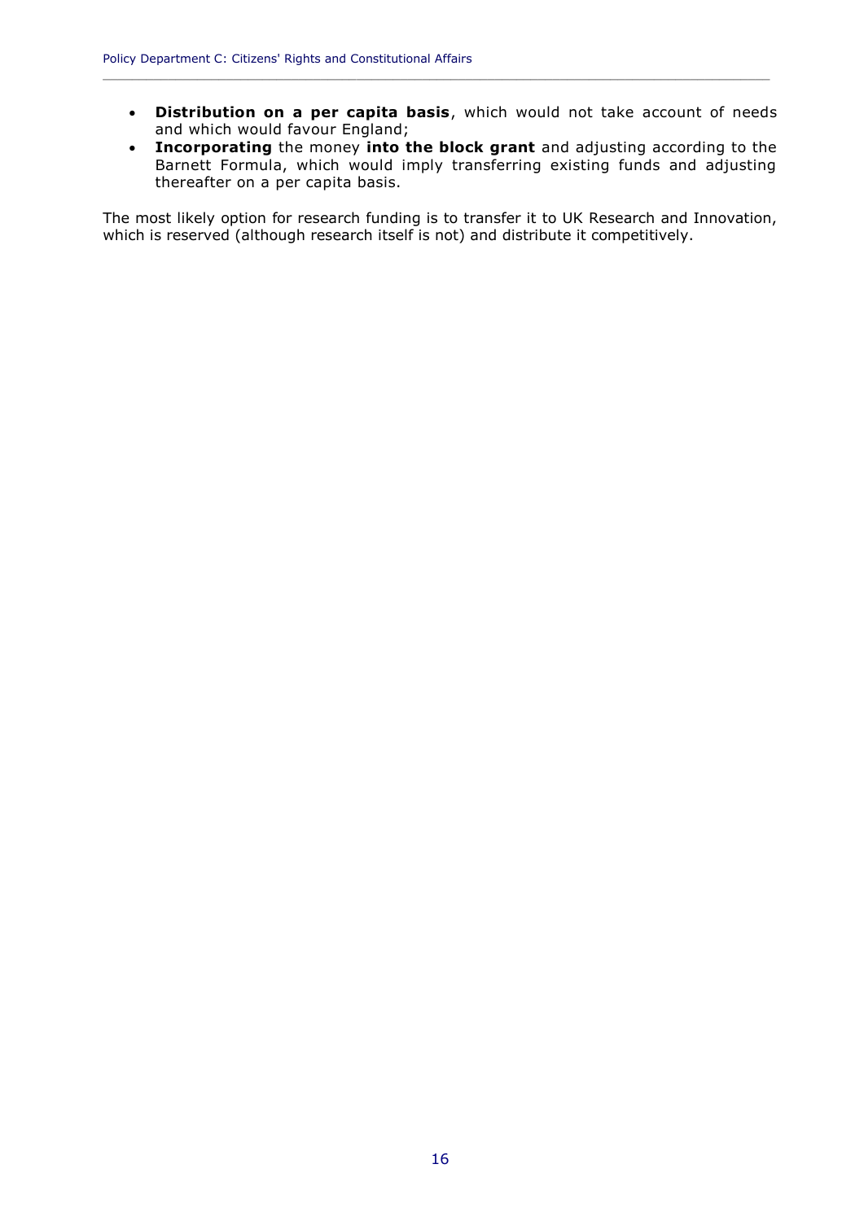- **Distribution on a per capita basis**, which would not take account of needs and which would favour England;
- **Incorporating** the money **into the block grant** and adjusting according to the Barnett Formula, which would imply transferring existing funds and adjusting thereafter on a per capita basis.

The most likely option for research funding is to transfer it to UK Research and Innovation, which is reserved (although research itself is not) and distribute it competitively.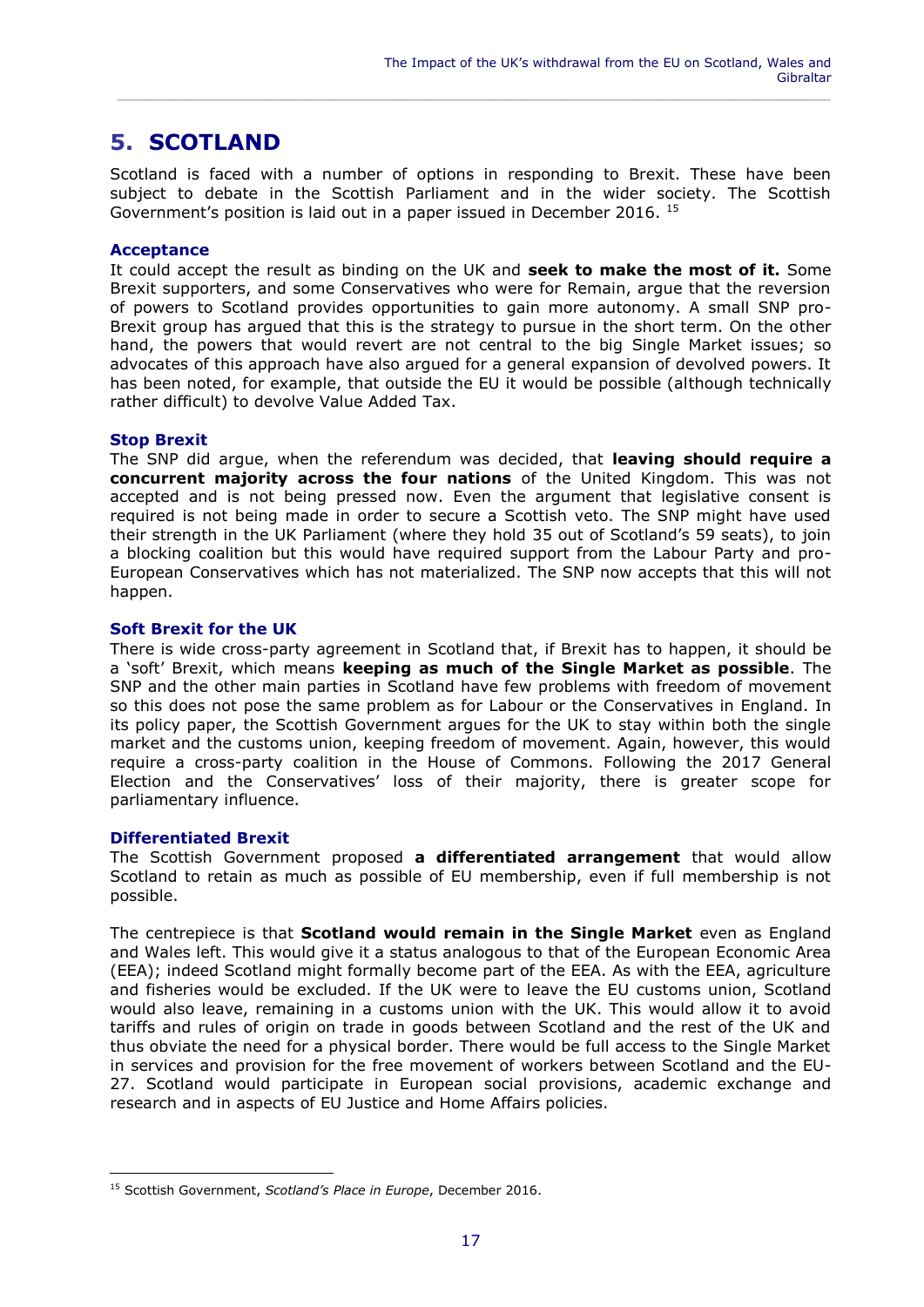# 5. SCOTLAND

Scotland is faced with a number of options in responding to Brexit. These have been subject to debate in the Scottish Parliament and in the wider society. The Scottish Government's position is laid out in a paper issued in December 2016. [15]

### Acceptance

It could accept the result as binding on the UK and **seek to make the most of it.** Some Brexit supporters, and some Conservatives who were for Remain, argue that the reversion of powers to Scotland provides opportunities to gain more autonomy. A small SNP pro-Brexit group has argued that this is the strategy to pursue in the short term. On the other hand, the powers that would revert are not central to the big Single Market issues; so advocates of this approach have also argued for a general expansion of devolved powers. It has been noted, for example, that outside the EU it would be possible (although technically rather difficult) to devolve Value Added Tax.

### Stop Brexit

The SNP did argue, when the referendum was decided, that **leaving should require a concurrent majority across the four nations** of the United Kingdom. This was not accepted and is not being pressed now. Even the argument that legislative consent is required is not being made in order to secure a Scottish veto. The SNP might have used their strength in the UK Parliament (where they hold 35 out of Scotland's 59 seats), to join a blocking coalition but this would have required support from the Labour Party and pro-European Conservatives which has not materialized. The SNP now accepts that this will not happen.

### Soft Brexit for the UK

There is wide cross-party agreement in Scotland that, if Brexit has to happen, it should be a 'soft' Brexit, which means **keeping as much of the Single Market as possible**. The SNP and the other main parties in Scotland have few problems with freedom of movement so this does not pose the same problem as for Labour or the Conservatives in England. In its policy paper, the Scottish Government argues for the UK to stay within both the single market and the customs union, keeping freedom of movement. Again, however, this would require a cross-party coalition in the House of Commons. Following the 2017 General Election and the Conservatives' loss of their majority, there is greater scope for parliamentary influence.

### Differentiated Brexit

The Scottish Government proposed **a differentiated arrangement** that would allow Scotland to retain as much as possible of EU membership, even if full membership is not possible.

The centrepiece is that **Scotland would remain in the Single Market** even as England and Wales left. This would give it a status analogous to that of the European Economic Area (EEA); indeed Scotland might formally become part of the EEA. As with the EEA, agriculture and fisheries would be excluded. If the UK were to leave the EU customs union, Scotland would also leave, remaining in a customs union with the UK. This would allow it to avoid tariffs and rules of origin on trade in goods between Scotland and the rest of the UK and thus obviate the need for a physical border. There would be full access to the Single Market in services and provision for the free movement of workers between Scotland and the EU-27. Scotland would participate in European social provisions, academic exchange and research and in aspects of EU Justice and Home Affairs policies.

---

[15] Scottish Government, *Scotland's Place in Europe*, December 2016.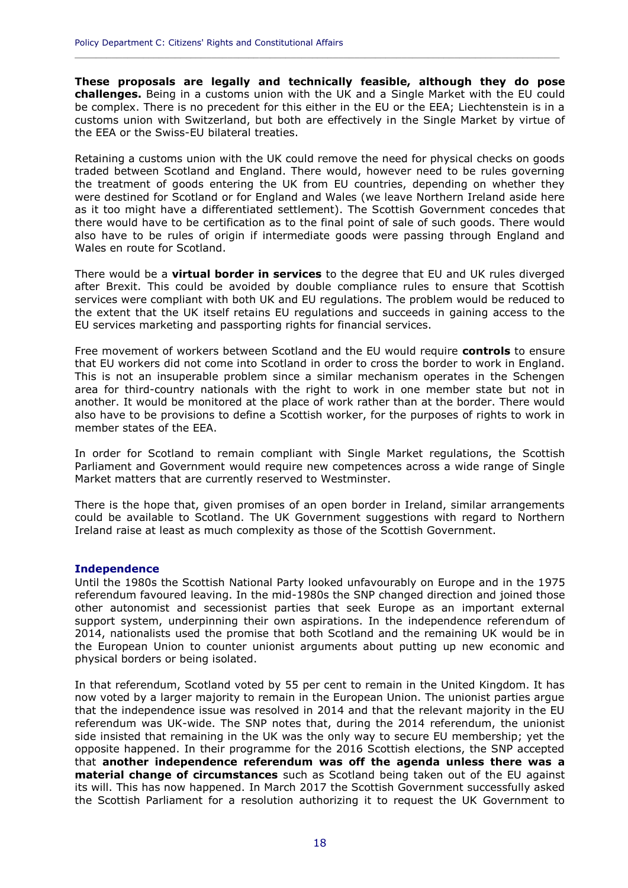**These proposals are legally and technically feasible, although they do pose challenges.** Being in a customs union with the UK and a Single Market with the EU could be complex. There is no precedent for this either in the EU or the EEA; Liechtenstein is in a customs union with Switzerland, but both are effectively in the Single Market by virtue of the EEA or the Swiss-EU bilateral treaties.

Retaining a customs union with the UK could remove the need for physical checks on goods traded between Scotland and England. There would, however need to be rules governing the treatment of goods entering the UK from EU countries, depending on whether they were destined for Scotland or for England and Wales (we leave Northern Ireland aside here as it too might have a differentiated settlement). The Scottish Government concedes that there would have to be certification as to the final point of sale of such goods. There would also have to be rules of origin if intermediate goods were passing through England and Wales en route for Scotland.

There would be a **virtual border in services** to the degree that EU and UK rules diverged after Brexit. This could be avoided by double compliance rules to ensure that Scottish services were compliant with both UK and EU regulations. The problem would be reduced to the extent that the UK itself retains EU regulations and succeeds in gaining access to the EU services marketing and passporting rights for financial services.

Free movement of workers between Scotland and the EU would require **controls** to ensure that EU workers did not come into Scotland in order to cross the border to work in England. This is not an insuperable problem since a similar mechanism operates in the Schengen area for third-country nationals with the right to work in one member state but not in another. It would be monitored at the place of work rather than at the border. There would also have to be provisions to define a Scottish worker, for the purposes of rights to work in member states of the EEA.

In order for Scotland to remain compliant with Single Market regulations, the Scottish Parliament and Government would require new competences across a wide range of Single Market matters that are currently reserved to Westminster.

There is the hope that, given promises of an open border in Ireland, similar arrangements could be available to Scotland. The UK Government suggestions with regard to Northern Ireland raise at least as much complexity as those of the Scottish Government.

### Independence

Until the 1980s the Scottish National Party looked unfavourably on Europe and in the 1975 referendum favoured leaving. In the mid-1980s the SNP changed direction and joined those other autonomist and secessionist parties that seek Europe as an important external support system, underpinning their own aspirations. In the independence referendum of 2014, nationalists used the promise that both Scotland and the remaining UK would be in the European Union to counter unionist arguments about putting up new economic and physical borders or being isolated.

In that referendum, Scotland voted by 55 per cent to remain in the United Kingdom. It has now voted by a larger majority to remain in the European Union. The unionist parties argue that the independence issue was resolved in 2014 and that the relevant majority in the EU referendum was UK-wide. The SNP notes that, during the 2014 referendum, the unionist side insisted that remaining in the UK was the only way to secure EU membership; yet the opposite happened. In their programme for the 2016 Scottish elections, the SNP accepted that **another independence referendum was off the agenda unless there was a material change of circumstances** such as Scotland being taken out of the EU against its will. This has now happened. In March 2017 the Scottish Government successfully asked the Scottish Parliament for a resolution authorizing it to request the UK Government to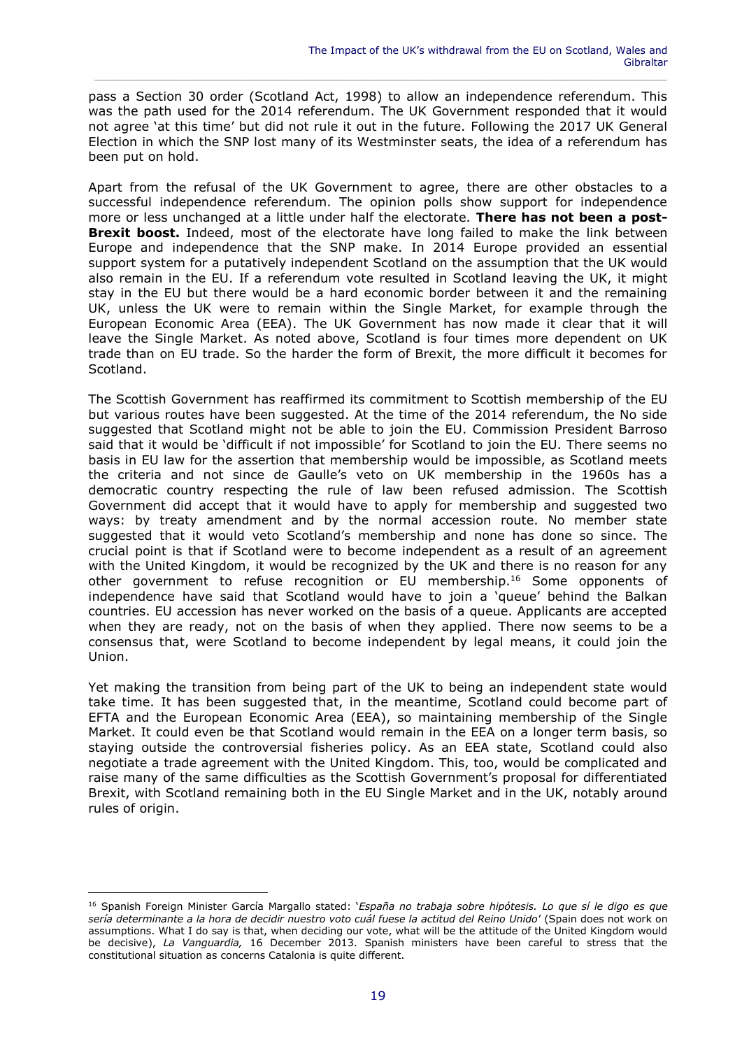pass a Section 30 order (Scotland Act, 1998) to allow an independence referendum. This was the path used for the 2014 referendum. The UK Government responded that it would not agree 'at this time' but did not rule it out in the future. Following the 2017 UK General Election in which the SNP lost many of its Westminster seats, the idea of a referendum has been put on hold.

Apart from the refusal of the UK Government to agree, there are other obstacles to a successful independence referendum. The opinion polls show support for independence more or less unchanged at a little under half the electorate. **There has not been a post-Brexit boost.** Indeed, most of the electorate have long failed to make the link between Europe and independence that the SNP make. In 2014 Europe provided an essential support system for a putatively independent Scotland on the assumption that the UK would also remain in the EU. If a referendum vote resulted in Scotland leaving the UK, it might stay in the EU but there would be a hard economic border between it and the remaining UK, unless the UK were to remain within the Single Market, for example through the European Economic Area (EEA). The UK Government has now made it clear that it will leave the Single Market. As noted above, Scotland is four times more dependent on UK trade than on EU trade. So the harder the form of Brexit, the more difficult it becomes for Scotland.

The Scottish Government has reaffirmed its commitment to Scottish membership of the EU but various routes have been suggested. At the time of the 2014 referendum, the No side suggested that Scotland might not be able to join the EU. Commission President Barroso said that it would be 'difficult if not impossible' for Scotland to join the EU. There seems no basis in EU law for the assertion that membership would be impossible, as Scotland meets the criteria and not since de Gaulle's veto on UK membership in the 1960s has a democratic country respecting the rule of law been refused admission. The Scottish Government did accept that it would have to apply for membership and suggested two ways: by treaty amendment and by the normal accession route. No member state suggested that it would veto Scotland's membership and none has done so since. The crucial point is that if Scotland were to become independent as a result of an agreement with the United Kingdom, it would be recognized by the UK and there is no reason for any other government to refuse recognition or EU membership.[16] Some opponents of independence have said that Scotland would have to join a 'queue' behind the Balkan countries. EU accession has never worked on the basis of a queue. Applicants are accepted when they are ready, not on the basis of when they applied. There now seems to be a consensus that, were Scotland to become independent by legal means, it could join the Union.

Yet making the transition from being part of the UK to being an independent state would take time. It has been suggested that, in the meantime, Scotland could become part of EFTA and the European Economic Area (EEA), so maintaining membership of the Single Market. It could even be that Scotland would remain in the EEA on a longer term basis, so staying outside the controversial fisheries policy. As an EEA state, Scotland could also negotiate a trade agreement with the United Kingdom. This, too, would be complicated and raise many of the same difficulties as the Scottish Government's proposal for differentiated Brexit, with Scotland remaining both in the EU Single Market and in the UK, notably around rules of origin.

---

[16] Spanish Foreign Minister García Margallo stated: '*España no trabaja sobre hipótesis. Lo que sí le digo es que sería determinante a la hora de decidir nuestro voto cuál fuese la actitud del Reino Unido*' (Spain does not work on assumptions. What I do say is that, when deciding our vote, what will be the attitude of the United Kingdom would be decisive), *La Vanguardia,* 16 December 2013. Spanish ministers have been careful to stress that the constitutional situation as concerns Catalonia is quite different.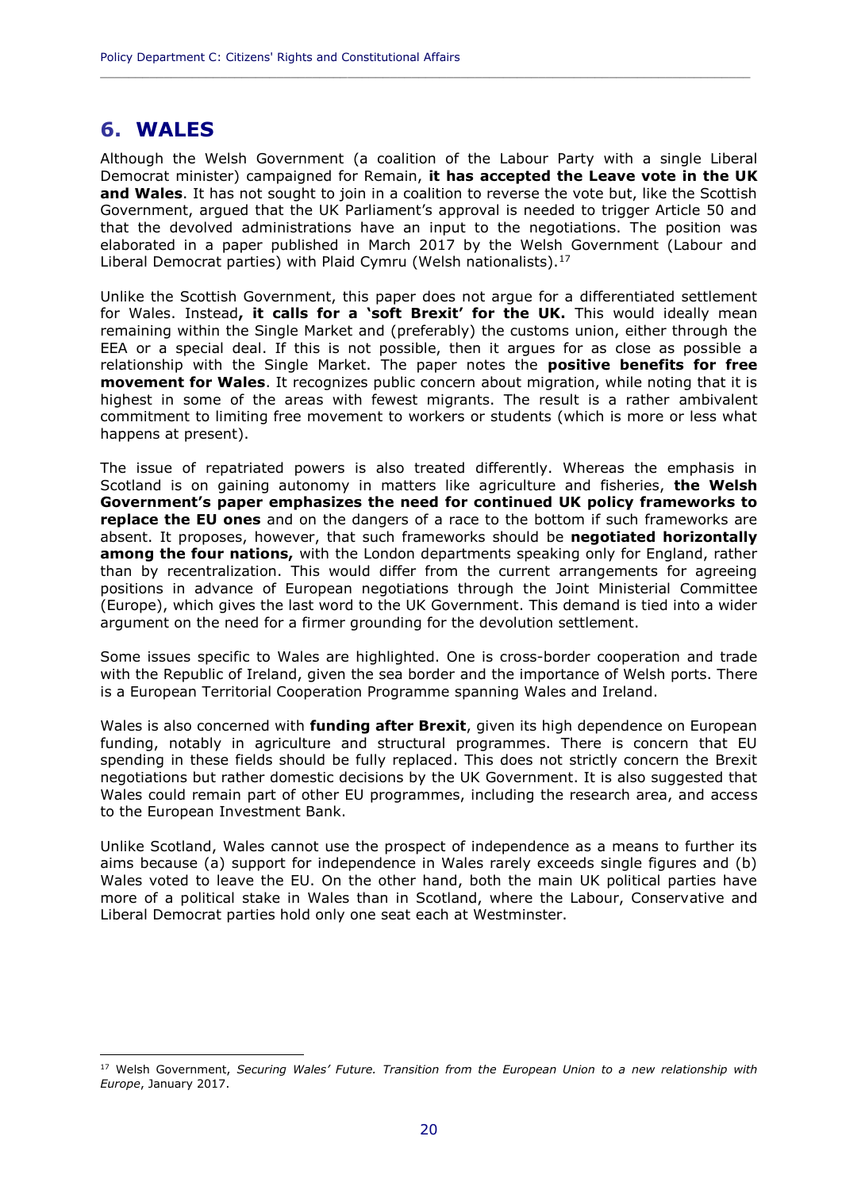# 6. WALES

Although the Welsh Government (a coalition of the Labour Party with a single Liberal Democrat minister) campaigned for Remain, **it has accepted the Leave vote in the UK and Wales**. It has not sought to join in a coalition to reverse the vote but, like the Scottish Government, argued that the UK Parliament's approval is needed to trigger Article 50 and that the devolved administrations have an input to the negotiations. The position was elaborated in a paper published in March 2017 by the Welsh Government (Labour and Liberal Democrat parties) with Plaid Cymru (Welsh nationalists).[17]

Unlike the Scottish Government, this paper does not argue for a differentiated settlement for Wales. Instead**, it calls for a 'soft Brexit' for the UK.** This would ideally mean remaining within the Single Market and (preferably) the customs union, either through the EEA or a special deal. If this is not possible, then it argues for as close as possible a relationship with the Single Market. The paper notes the **positive benefits for free movement for Wales**. It recognizes public concern about migration, while noting that it is highest in some of the areas with fewest migrants. The result is a rather ambivalent commitment to limiting free movement to workers or students (which is more or less what happens at present).

The issue of repatriated powers is also treated differently. Whereas the emphasis in Scotland is on gaining autonomy in matters like agriculture and fisheries, **the Welsh Government's paper emphasizes the need for continued UK policy frameworks to replace the EU ones** and on the dangers of a race to the bottom if such frameworks are absent. It proposes, however, that such frameworks should be **negotiated horizontally among the four nations,** with the London departments speaking only for England, rather than by recentralization. This would differ from the current arrangements for agreeing positions in advance of European negotiations through the Joint Ministerial Committee (Europe), which gives the last word to the UK Government. This demand is tied into a wider argument on the need for a firmer grounding for the devolution settlement.

Some issues specific to Wales are highlighted. One is cross-border cooperation and trade with the Republic of Ireland, given the sea border and the importance of Welsh ports. There is a European Territorial Cooperation Programme spanning Wales and Ireland.

Wales is also concerned with **funding after Brexit**, given its high dependence on European funding, notably in agriculture and structural programmes. There is concern that EU spending in these fields should be fully replaced. This does not strictly concern the Brexit negotiations but rather domestic decisions by the UK Government. It is also suggested that Wales could remain part of other EU programmes, including the research area, and access to the European Investment Bank.

Unlike Scotland, Wales cannot use the prospect of independence as a means to further its aims because (a) support for independence in Wales rarely exceeds single figures and (b) Wales voted to leave the EU. On the other hand, both the main UK political parties have more of a political stake in Wales than in Scotland, where the Labour, Conservative and Liberal Democrat parties hold only one seat each at Westminster.

---

[17] Welsh Government, *Securing Wales' Future. Transition from the European Union to a new relationship with Europe*, January 2017.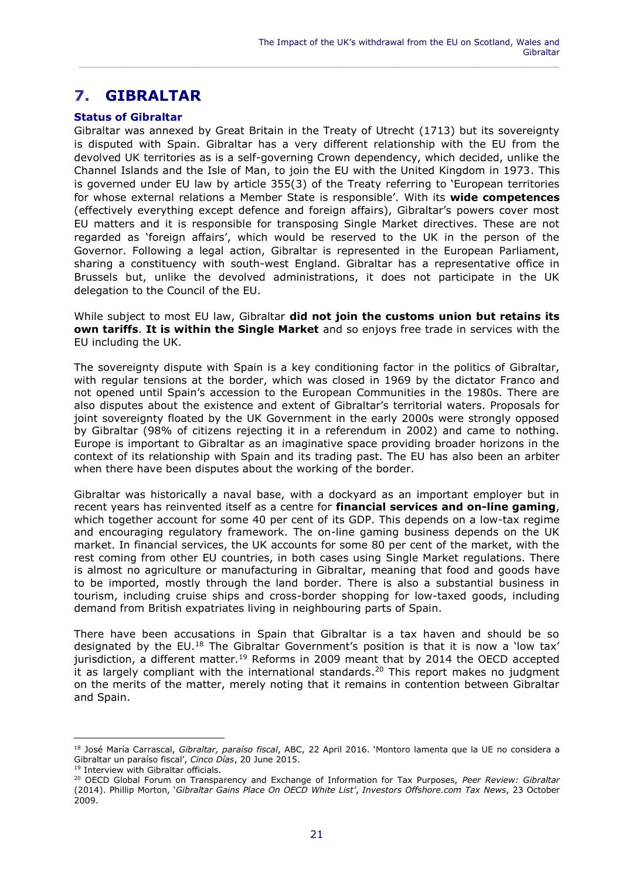## 7. GIBRALTAR

### Status of Gibraltar

Gibraltar was annexed by Great Britain in the Treaty of Utrecht (1713) but its sovereignty is disputed with Spain. Gibraltar has a very different relationship with the EU from the devolved UK territories as is a self-governing Crown dependency, which decided, unlike the Channel Islands and the Isle of Man, to join the EU with the United Kingdom in 1973. This is governed under EU law by article 355(3) of the Treaty referring to 'European territories for whose external relations a Member State is responsible'. With its **wide competences** (effectively everything except defence and foreign affairs), Gibraltar's powers cover most EU matters and it is responsible for transposing Single Market directives. These are not regarded as 'foreign affairs', which would be reserved to the UK in the person of the Governor. Following a legal action, Gibraltar is represented in the European Parliament, sharing a constituency with south-west England. Gibraltar has a representative office in Brussels but, unlike the devolved administrations, it does not participate in the UK delegation to the Council of the EU.

While subject to most EU law, Gibraltar **did not join the customs union but retains its own tariffs**. **It is within the Single Market** and so enjoys free trade in services with the EU including the UK.

The sovereignty dispute with Spain is a key conditioning factor in the politics of Gibraltar, with regular tensions at the border, which was closed in 1969 by the dictator Franco and not opened until Spain's accession to the European Communities in the 1980s. There are also disputes about the existence and extent of Gibraltar's territorial waters. Proposals for joint sovereignty floated by the UK Government in the early 2000s were strongly opposed by Gibraltar (98% of citizens rejecting it in a referendum in 2002) and came to nothing. Europe is important to Gibraltar as an imaginative space providing broader horizons in the context of its relationship with Spain and its trading past. The EU has also been an arbiter when there have been disputes about the working of the border.

Gibraltar was historically a naval base, with a dockyard as an important employer but in recent years has reinvented itself as a centre for **financial services and on-line gaming**, which together account for some 40 per cent of its GDP. This depends on a low-tax regime and encouraging regulatory framework. The on-line gaming business depends on the UK market. In financial services, the UK accounts for some 80 per cent of the market, with the rest coming from other EU countries, in both cases using Single Market regulations. There is almost no agriculture or manufacturing in Gibraltar, meaning that food and goods have to be imported, mostly through the land border. There is also a substantial business in tourism, including cruise ships and cross-border shopping for low-taxed goods, including demand from British expatriates living in neighbouring parts of Spain.

There have been accusations in Spain that Gibraltar is a tax haven and should be so designated by the EU.[18] The Gibraltar Government's position is that it is now a 'low tax' jurisdiction, a different matter.[19] Reforms in 2009 meant that by 2014 the OECD accepted it as largely compliant with the international standards.[20] This report makes no judgment on the merits of the matter, merely noting that it remains in contention between Gibraltar and Spain.

---

[18] José María Carrascal, *Gibraltar, paraíso fiscal*, ABC, 22 April 2016. 'Montoro lamenta que la UE no considera a Gibraltar un paraíso fiscal', *Cinco Días*, 20 June 2015.

[19] Interview with Gibraltar officials.

[20] OECD Global Forum on Transparency and Exchange of Information for Tax Purposes, *Peer Review: Gibraltar* (2014). Phillip Morton, '*Gibraltar Gains Place On OECD White List', Investors Offshore.com Tax News*, 23 October 2009.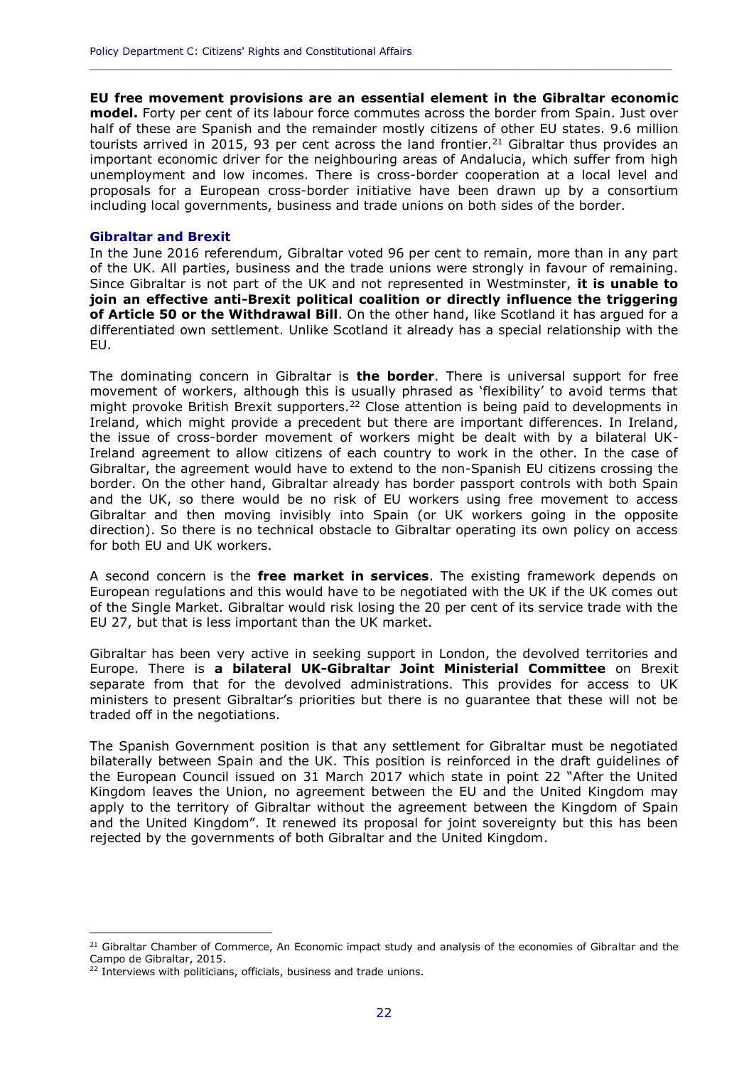**EU free movement provisions are an essential element in the Gibraltar economic model.** Forty per cent of its labour force commutes across the border from Spain. Just over half of these are Spanish and the remainder mostly citizens of other EU states. 9.6 million tourists arrived in 2015, 93 per cent across the land frontier.[21] Gibraltar thus provides an important economic driver for the neighbouring areas of Andalucia, which suffer from high unemployment and low incomes. There is cross-border cooperation at a local level and proposals for a European cross-border initiative have been drawn up by a consortium including local governments, business and trade unions on both sides of the border.

### Gibraltar and Brexit

In the June 2016 referendum, Gibraltar voted 96 per cent to remain, more than in any part of the UK. All parties, business and the trade unions were strongly in favour of remaining. Since Gibraltar is not part of the UK and not represented in Westminster, **it is unable to join an effective anti-Brexit political coalition or directly influence the triggering of Article 50 or the Withdrawal Bill**. On the other hand, like Scotland it has argued for a differentiated own settlement. Unlike Scotland it already has a special relationship with the EU.

The dominating concern in Gibraltar is **the border**. There is universal support for free movement of workers, although this is usually phrased as 'flexibility' to avoid terms that might provoke British Brexit supporters.[22] Close attention is being paid to developments in Ireland, which might provide a precedent but there are important differences. In Ireland, the issue of cross-border movement of workers might be dealt with by a bilateral UK-Ireland agreement to allow citizens of each country to work in the other. In the case of Gibraltar, the agreement would have to extend to the non-Spanish EU citizens crossing the border. On the other hand, Gibraltar already has border passport controls with both Spain and the UK, so there would be no risk of EU workers using free movement to access Gibraltar and then moving invisibly into Spain (or UK workers going in the opposite direction). So there is no technical obstacle to Gibraltar operating its own policy on access for both EU and UK workers.

A second concern is the **free market in services**. The existing framework depends on European regulations and this would have to be negotiated with the UK if the UK comes out of the Single Market. Gibraltar would risk losing the 20 per cent of its service trade with the EU 27, but that is less important than the UK market.

Gibraltar has been very active in seeking support in London, the devolved territories and Europe. There is **a bilateral UK-Gibraltar Joint Ministerial Committee** on Brexit separate from that for the devolved administrations. This provides for access to UK ministers to present Gibraltar's priorities but there is no guarantee that these will not be traded off in the negotiations.

The Spanish Government position is that any settlement for Gibraltar must be negotiated bilaterally between Spain and the UK. This position is reinforced in the draft guidelines of the European Council issued on 31 March 2017 which state in point 22 "After the United Kingdom leaves the Union, no agreement between the EU and the United Kingdom may apply to the territory of Gibraltar without the agreement between the Kingdom of Spain and the United Kingdom". It renewed its proposal for joint sovereignty but this has been rejected by the governments of both Gibraltar and the United Kingdom.

---

[21] Gibraltar Chamber of Commerce, An Economic impact study and analysis of the economies of Gibraltar and the Campo de Gibraltar, 2015.

[22] Interviews with politicians, officials, business and trade unions.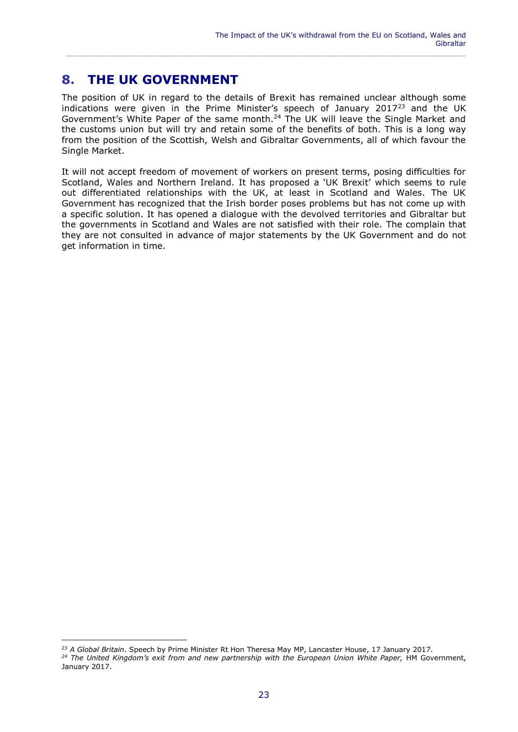## 8. THE UK GOVERNMENT

The position of UK in regard to the details of Brexit has remained unclear although some indications were given in the Prime Minister's speech of January 2017[23] and the UK Government's White Paper of the same month.[24] The UK will leave the Single Market and the customs union but will try and retain some of the benefits of both. This is a long way from the position of the Scottish, Welsh and Gibraltar Governments, all of which favour the Single Market.

It will not accept freedom of movement of workers on present terms, posing difficulties for Scotland, Wales and Northern Ireland. It has proposed a 'UK Brexit' which seems to rule out differentiated relationships with the UK, at least in Scotland and Wales. The UK Government has recognized that the Irish border poses problems but has not come up with a specific solution. It has opened a dialogue with the devolved territories and Gibraltar but the governments in Scotland and Wales are not satisfied with their role. The complain that they are not consulted in advance of major statements by the UK Government and do not get information in time.

---

[23] *A Global Britain*. Speech by Prime Minister Rt Hon Theresa May MP, Lancaster House, 17 January 2017.

[24] *The United Kingdom's exit from and new partnership with the European Union White Paper,* HM Government, January 2017.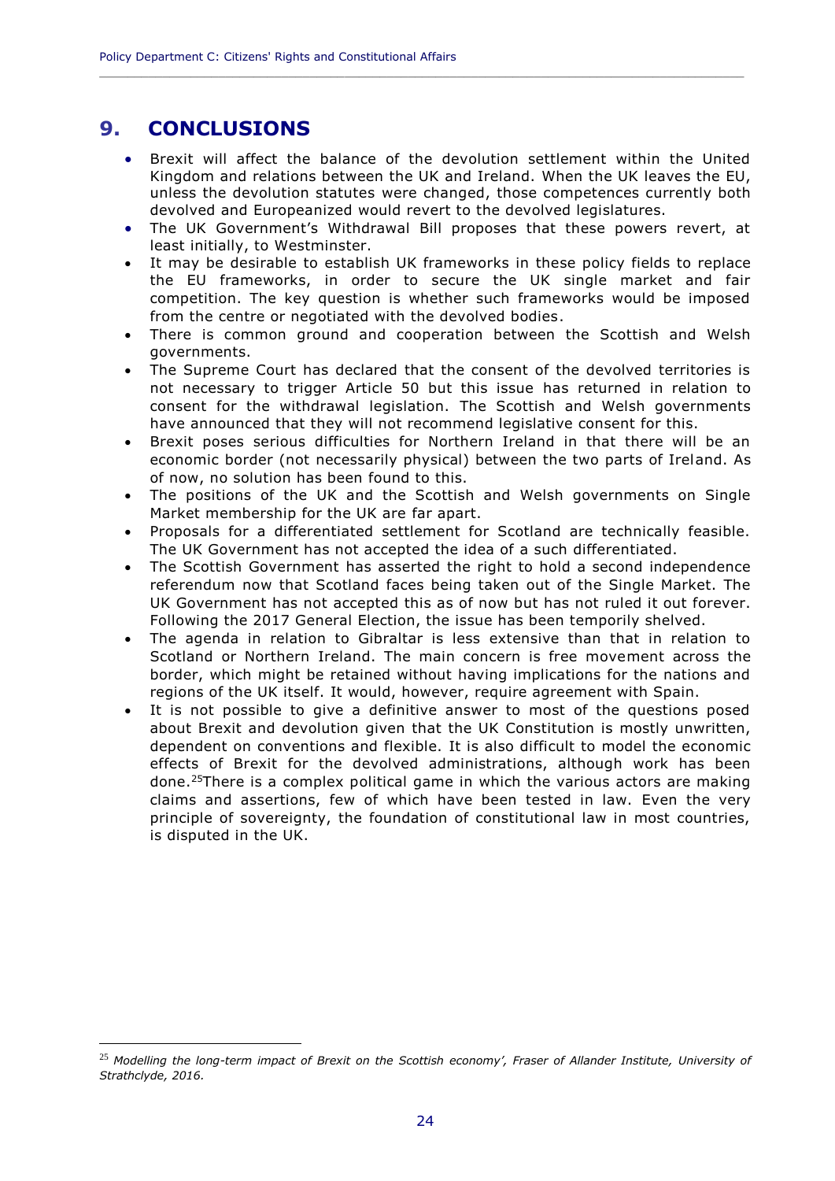# 9. CONCLUSIONS

- Brexit will affect the balance of the devolution settlement within the United Kingdom and relations between the UK and Ireland. When the UK leaves the EU, unless the devolution statutes were changed, those competences currently both devolved and Europeanized would revert to the devolved legislatures.
- The UK Government's Withdrawal Bill proposes that these powers revert, at least initially, to Westminster.
- It may be desirable to establish UK frameworks in these policy fields to replace the EU frameworks, in order to secure the UK single market and fair competition. The key question is whether such frameworks would be imposed from the centre or negotiated with the devolved bodies.
- There is common ground and cooperation between the Scottish and Welsh governments.
- The Supreme Court has declared that the consent of the devolved territories is not necessary to trigger Article 50 but this issue has returned in relation to consent for the withdrawal legislation. The Scottish and Welsh governments have announced that they will not recommend legislative consent for this.
- Brexit poses serious difficulties for Northern Ireland in that there will be an economic border (not necessarily physical) between the two parts of Ireland. As of now, no solution has been found to this.
- The positions of the UK and the Scottish and Welsh governments on Single Market membership for the UK are far apart.
- Proposals for a differentiated settlement for Scotland are technically feasible. The UK Government has not accepted the idea of a such differentiated.
- The Scottish Government has asserted the right to hold a second independence referendum now that Scotland faces being taken out of the Single Market. The UK Government has not accepted this as of now but has not ruled it out forever. Following the 2017 General Election, the issue has been temporily shelved.
- The agenda in relation to Gibraltar is less extensive than that in relation to Scotland or Northern Ireland. The main concern is free movement across the border, which might be retained without having implications for the nations and regions of the UK itself. It would, however, require agreement with Spain.
- It is not possible to give a definitive answer to most of the questions posed about Brexit and devolution given that the UK Constitution is mostly unwritten, dependent on conventions and flexible. It is also difficult to model the economic effects of Brexit for the devolved administrations, although work has been done.[25]There is a complex political game in which the various actors are making claims and assertions, few of which have been tested in law. Even the very principle of sovereignty, the foundation of constitutional law in most countries, is disputed in the UK.

---

[25] *Modelling the long-term impact of Brexit on the Scottish economy', Fraser of Allander Institute, University of Strathclyde, 2016.*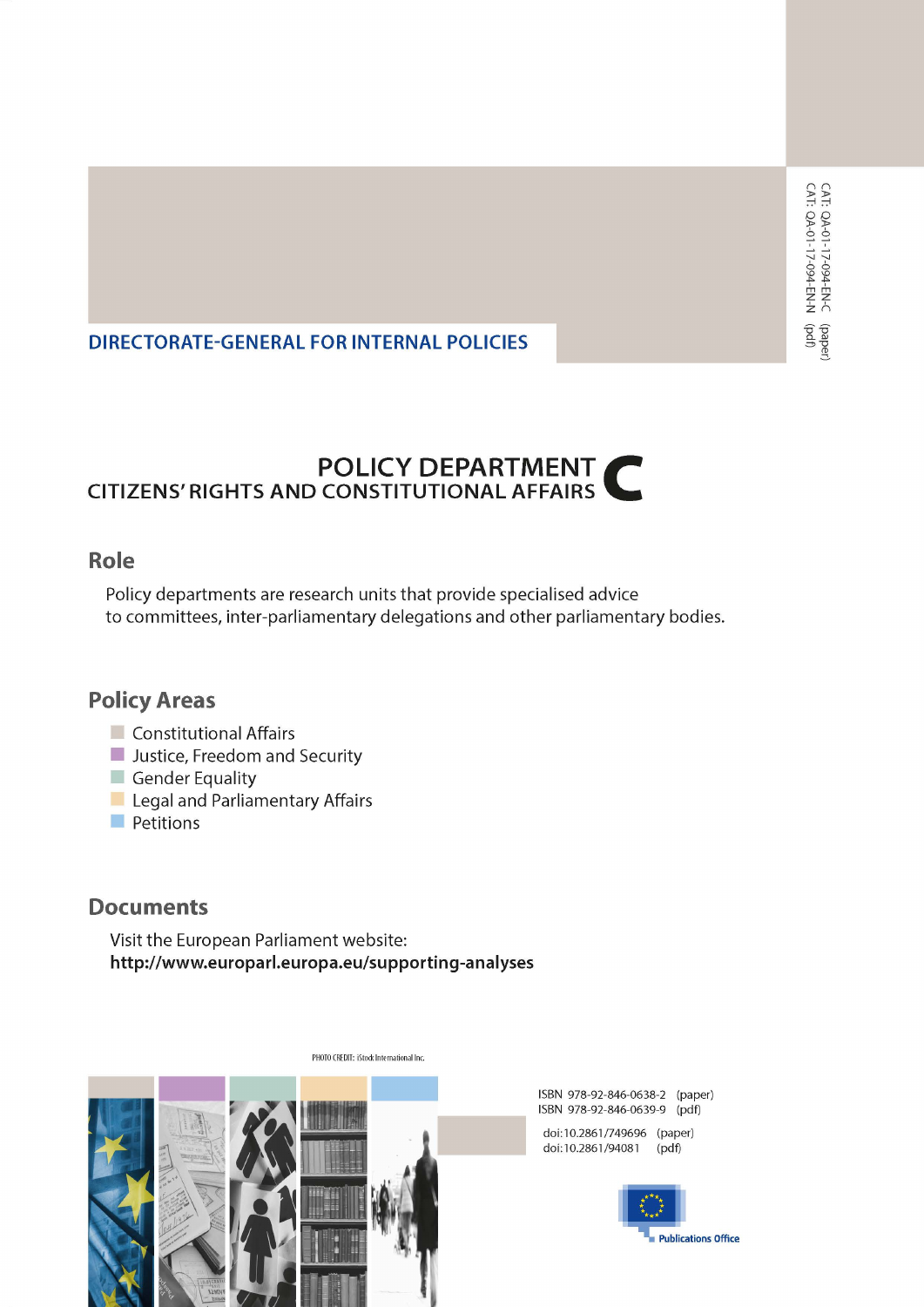CAT: QA-01-17-094-EN-C (paper)
CAT: QA-01-17-094-EN-N (pdf)

DIRECTORATE-GENERAL FOR INTERNAL POLICIES

# POLICY DEPARTMENT C
CITIZENS' RIGHTS AND CONSTITUTIONAL AFFAIRS

## Role

Policy departments are research units that provide specialised advice to committees, inter-parliamentary delegations and other parliamentary bodies.

## Policy Areas

- Constitutional Affairs
- Justice, Freedom and Security
- Gender Equality
- Legal and Parliamentary Affairs
- Petitions

## Documents

Visit the European Parliament website:
**http://www.europarl.europa.eu/supporting-analyses**

PHOTO CREDIT: iStock International Inc.

ISBN 978-92-846-0638-2 (paper)
ISBN 978-92-846-0639-9 (pdf)

doi:10.2861/749696 (paper)
doi:10.2861/94081 (pdf)

Publications Office